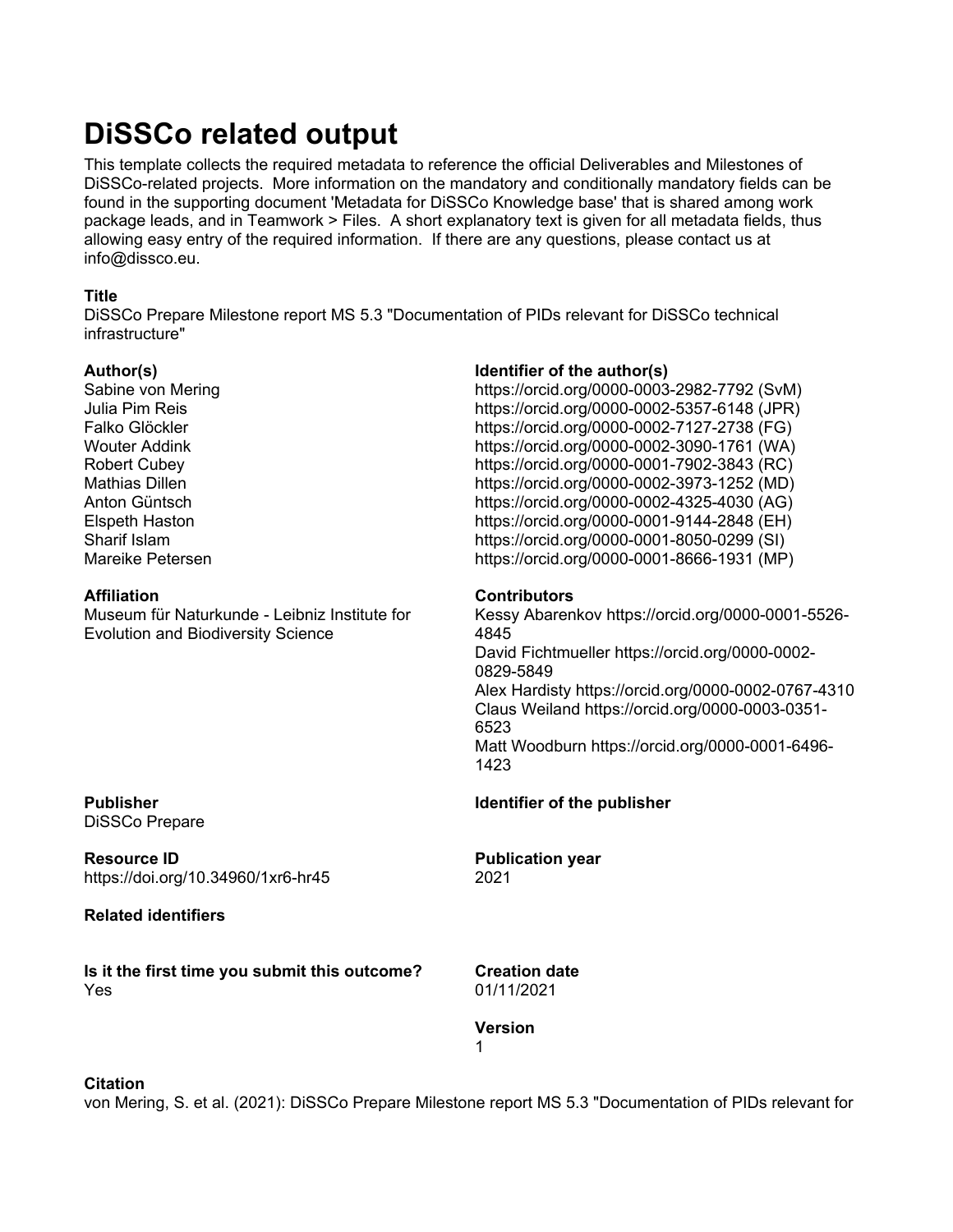# DiSSCo related output

This template collects the required metadata to reference the official Deliverables and Milestones of DiSSCo-related projects. More information on the mandatory and conditionally mandatory fields can be found in the supporting document 'Metadata for DiSSCo Knowledge base' that is shared among work package leads, and in Teamwork > Files. A short explanatory text is given for all metadata fields, thus allowing easy entry of the required information. If there are any questions, please contact us at info@dissco.eu.

### Title

DiSSCo Prepare Milestone report MS 5.3 "Documentation of PIDs relevant for DiSSCo technical infrastructure"

### Author(s)

Sabine von Mering
Julia Pim Reis
Falko Glöckler
Wouter Addink
Robert Cubey
Mathias Dillen
Anton Güntsch
Elspeth Haston
Sharif Islam
Mareike Petersen

### Identifier of the author(s)

https://orcid.org/0000-0003-2982-7792 (SvM)
https://orcid.org/0000-0002-5357-6148 (JPR)
https://orcid.org/0000-0002-7127-2738 (FG)
https://orcid.org/0000-0002-3090-1761 (WA)
https://orcid.org/0000-0001-7902-3843 (RC)
https://orcid.org/0000-0002-3973-1252 (MD)
https://orcid.org/0000-0002-4325-4030 (AG)
https://orcid.org/0000-0001-9144-2848 (EH)
https://orcid.org/0000-0001-8050-0299 (SI)
https://orcid.org/0000-0001-8666-1931 (MP)

### Affiliation

Museum für Naturkunde - Leibniz Institute for Evolution and Biodiversity Science

### Contributors

Kessy Abarenkov https://orcid.org/0000-0001-5526-4845
David Fichtmueller https://orcid.org/0000-0002-0829-5849
Alex Hardisty https://orcid.org/0000-0002-0767-4310
Claus Weiland https://orcid.org/0000-0003-0351-6523
Matt Woodburn https://orcid.org/0000-0001-6496-1423

### Publisher

DiSSCo Prepare

### Identifier of the publisher

### Resource ID

https://doi.org/10.34960/1xr6-hr45

### Publication year

2021

### Related identifiers

### Is it the first time you submit this outcome?

Yes

### Creation date

01/11/2021

### Version

1

### Citation

von Mering, S. et al. (2021): DiSSCo Prepare Milestone report MS 5.3 "Documentation of PIDs relevant for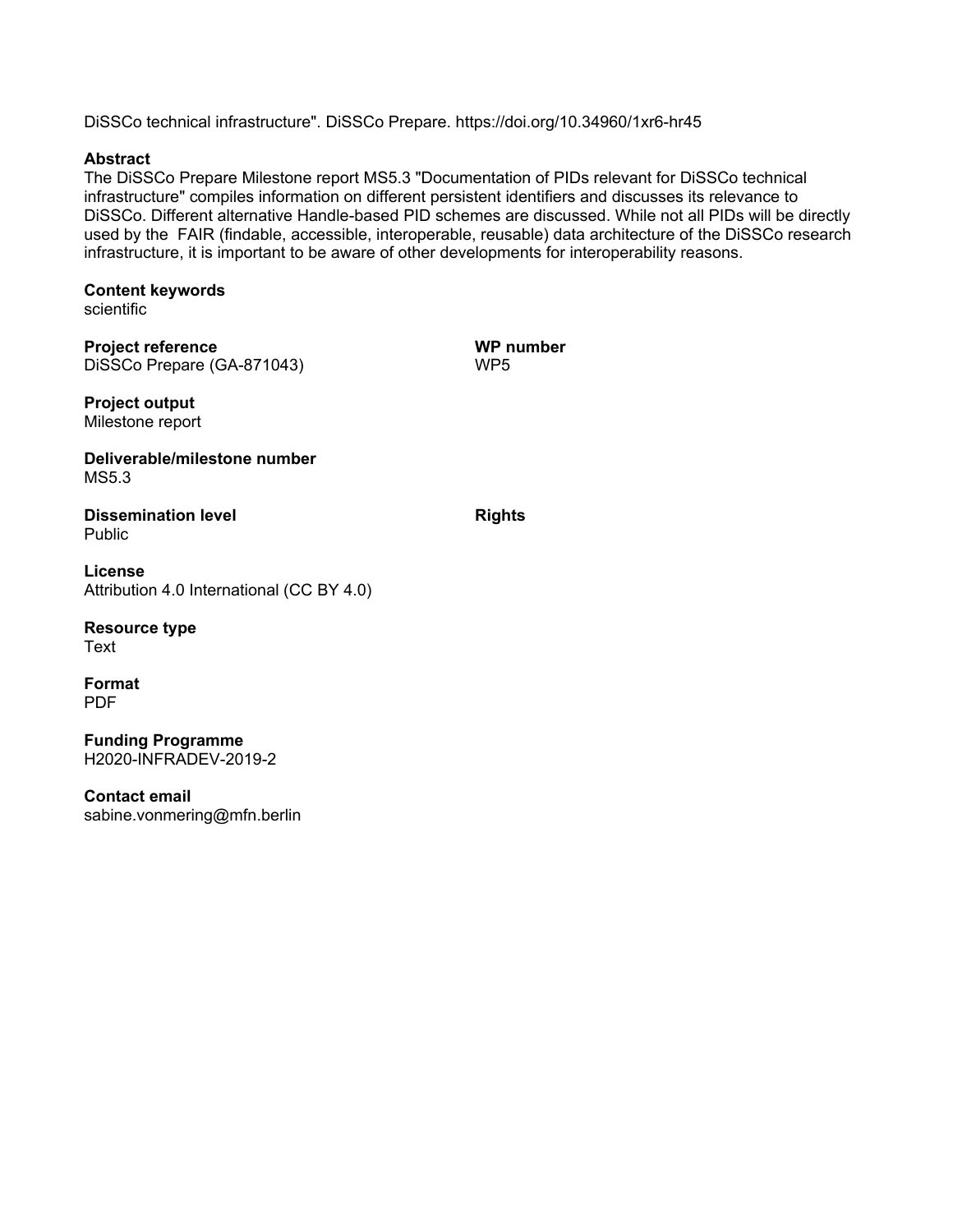DiSSCo technical infrastructure". DiSSCo Prepare. https://doi.org/10.34960/1xr6-hr45

**Abstract**
The DiSSCo Prepare Milestone report MS5.3 "Documentation of PIDs relevant for DiSSCo technical infrastructure" compiles information on different persistent identifiers and discusses its relevance to DiSSCo. Different alternative Handle-based PID schemes are discussed. While not all PIDs will be directly used by the FAIR (findable, accessible, interoperable, reusable) data architecture of the DiSSCo research infrastructure, it is important to be aware of other developments for interoperability reasons.

**Content keywords**
scientific

**Project reference**
DiSSCo Prepare (GA-871043)

**WP number**
WP5

**Project output**
Milestone report

**Deliverable/milestone number**
MS5.3

**Dissemination level**
Public

**Rights**

**License**
Attribution 4.0 International (CC BY 4.0)

**Resource type**
Text

**Format**
PDF

**Funding Programme**
H2020-INFRADEV-2019-2

**Contact email**
sabine.vonmering@mfn.berlin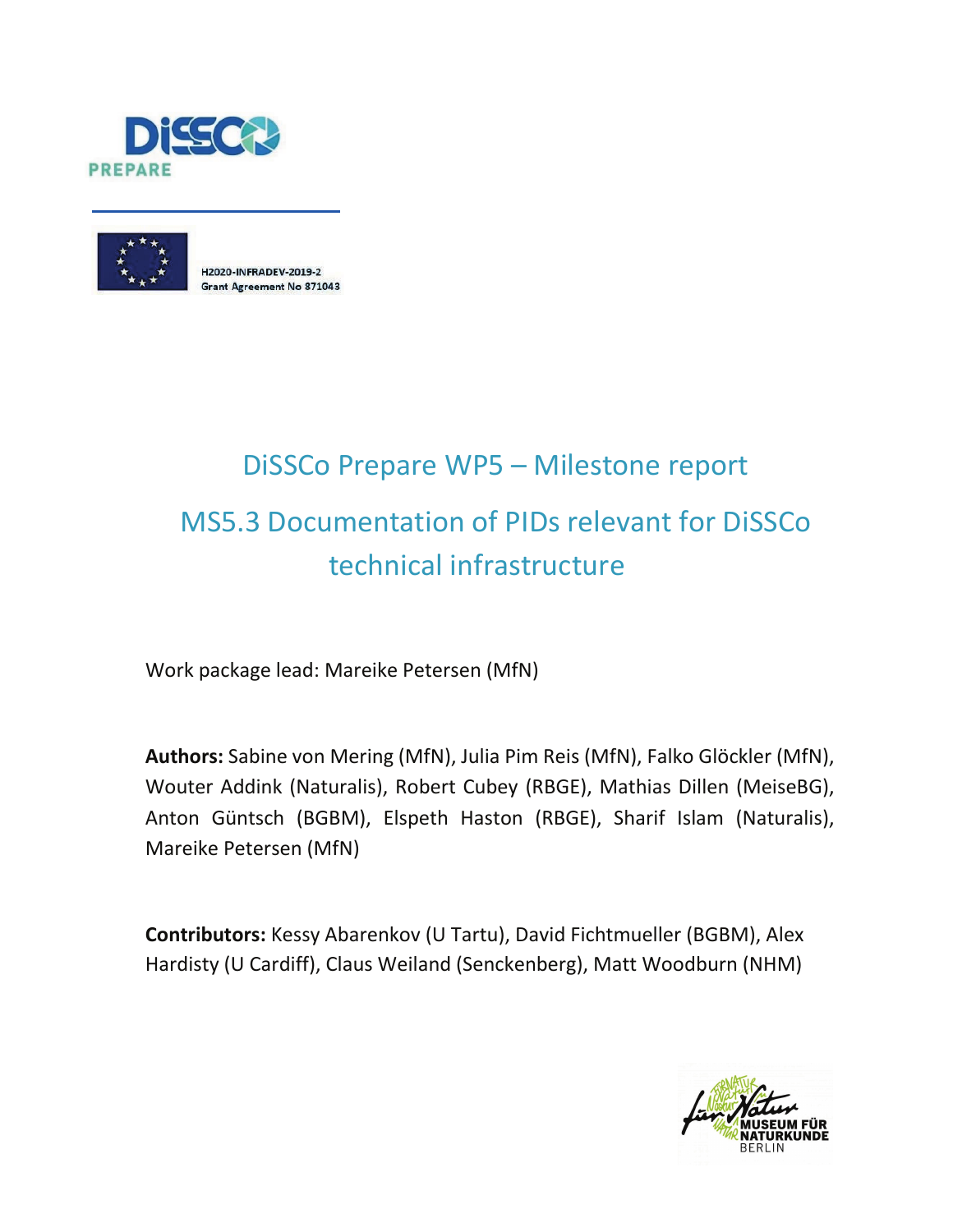DiSSCo PREPARE

H2020-INFRADEV-2019-2
Grant Agreement No 871043

# DiSSCo Prepare WP5 – Milestone report

# MS5.3 Documentation of PIDs relevant for DiSSCo technical infrastructure

Work package lead: Mareike Petersen (MfN)

**Authors:** Sabine von Mering (MfN), Julia Pim Reis (MfN), Falko Glöckler (MfN), Wouter Addink (Naturalis), Robert Cubey (RBGE), Mathias Dillen (MeiseBG), Anton Güntsch (BGBM), Elspeth Haston (RBGE), Sharif Islam (Naturalis), Mareike Petersen (MfN)

**Contributors:** Kessy Abarenkov (U Tartu), David Fichtmueller (BGBM), Alex Hardisty (U Cardiff), Claus Weiland (Senckenberg), Matt Woodburn (NHM)

MUSEUM FÜR NATURKUNDE BERLIN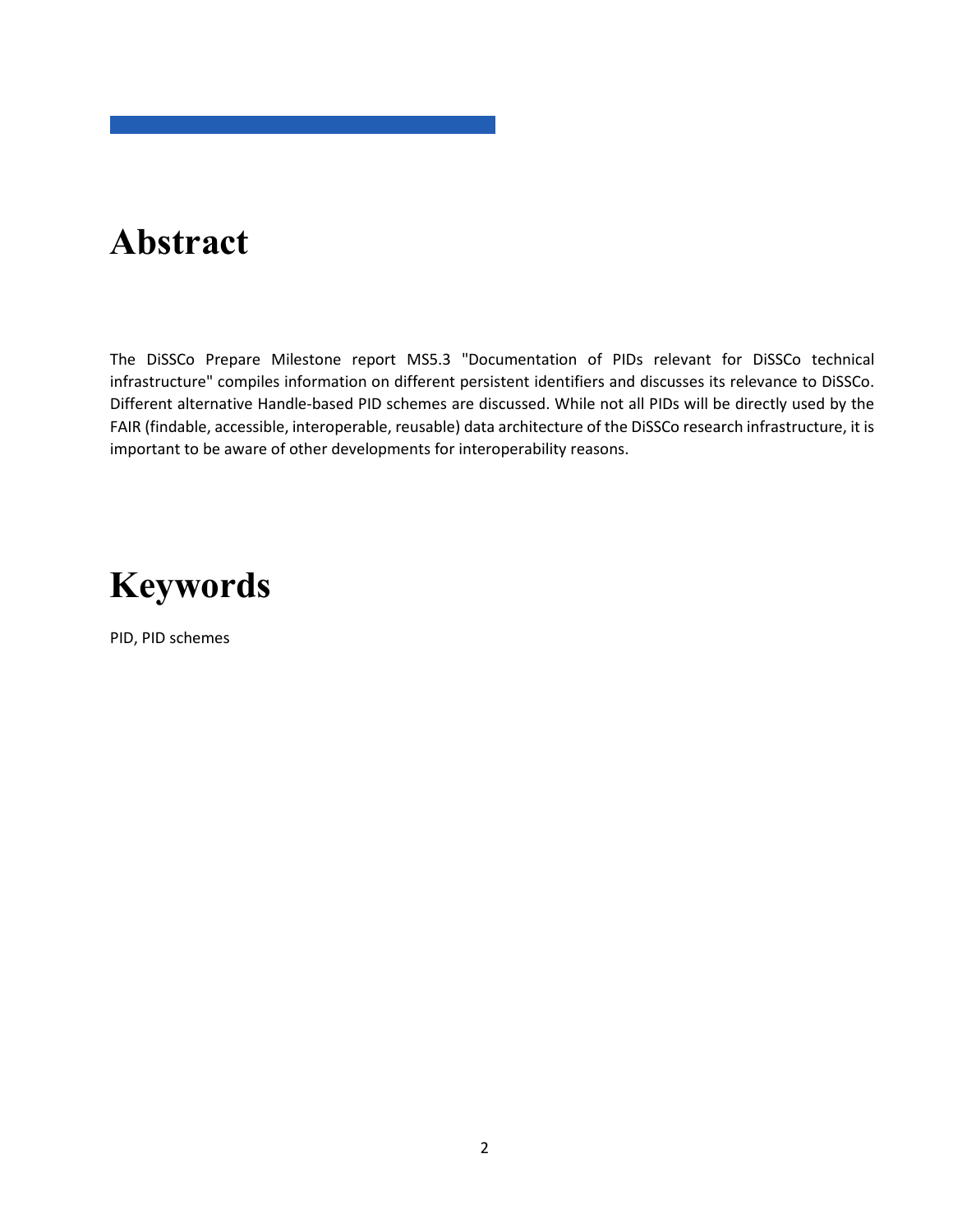# Abstract

The DiSSCo Prepare Milestone report MS5.3 "Documentation of PIDs relevant for DiSSCo technical infrastructure" compiles information on different persistent identifiers and discusses its relevance to DiSSCo. Different alternative Handle-based PID schemes are discussed. While not all PIDs will be directly used by the FAIR (findable, accessible, interoperable, reusable) data architecture of the DiSSCo research infrastructure, it is important to be aware of other developments for interoperability reasons.

# Keywords

PID, PID schemes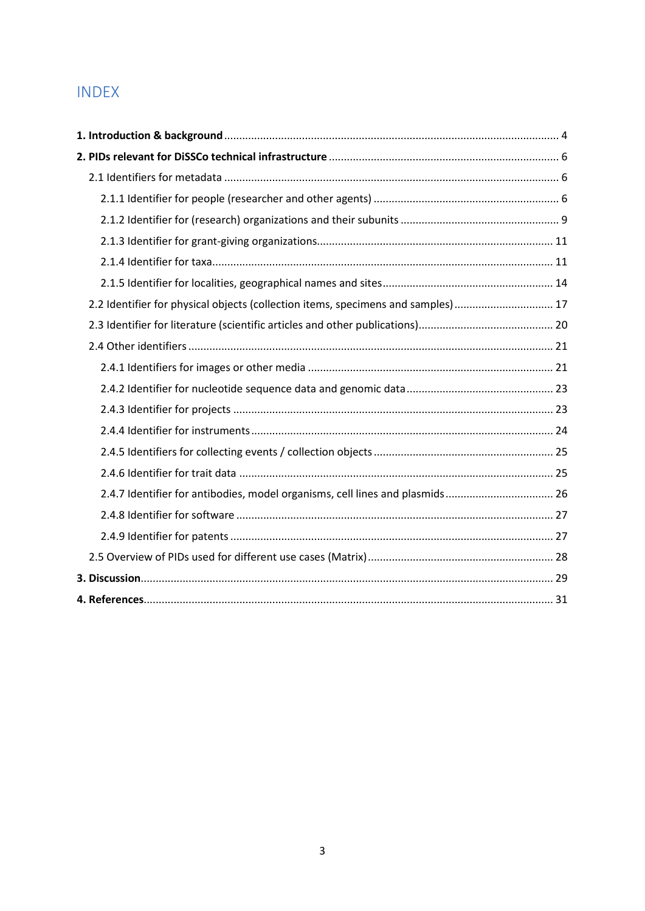# INDEX

**1. Introduction & background** .......... 4

**2. PIDs relevant for DiSSCo technical infrastructure** .......... 6

- 2.1 Identifiers for metadata .......... 6
  - 2.1.1 Identifier for people (researcher and other agents) .......... 6
  - 2.1.2 Identifier for (research) organizations and their subunits .......... 9
  - 2.1.3 Identifier for grant-giving organizations .......... 11
  - 2.1.4 Identifier for taxa .......... 11
  - 2.1.5 Identifier for localities, geographical names and sites .......... 14
- 2.2 Identifier for physical objects (collection items, specimens and samples) .......... 17
- 2.3 Identifier for literature (scientific articles and other publications) .......... 20
- 2.4 Other identifiers .......... 21
  - 2.4.1 Identifiers for images or other media .......... 21
  - 2.4.2 Identifier for nucleotide sequence data and genomic data .......... 23
  - 2.4.3 Identifier for projects .......... 23
  - 2.4.4 Identifier for instruments .......... 24
  - 2.4.5 Identifiers for collecting events / collection objects .......... 25
  - 2.4.6 Identifier for trait data .......... 25
  - 2.4.7 Identifier for antibodies, model organisms, cell lines and plasmids .......... 26
  - 2.4.8 Identifier for software .......... 27
  - 2.4.9 Identifier for patents .......... 27
- 2.5 Overview of PIDs used for different use cases (Matrix) .......... 28

**3. Discussion** .......... 29

**4. References** .......... 31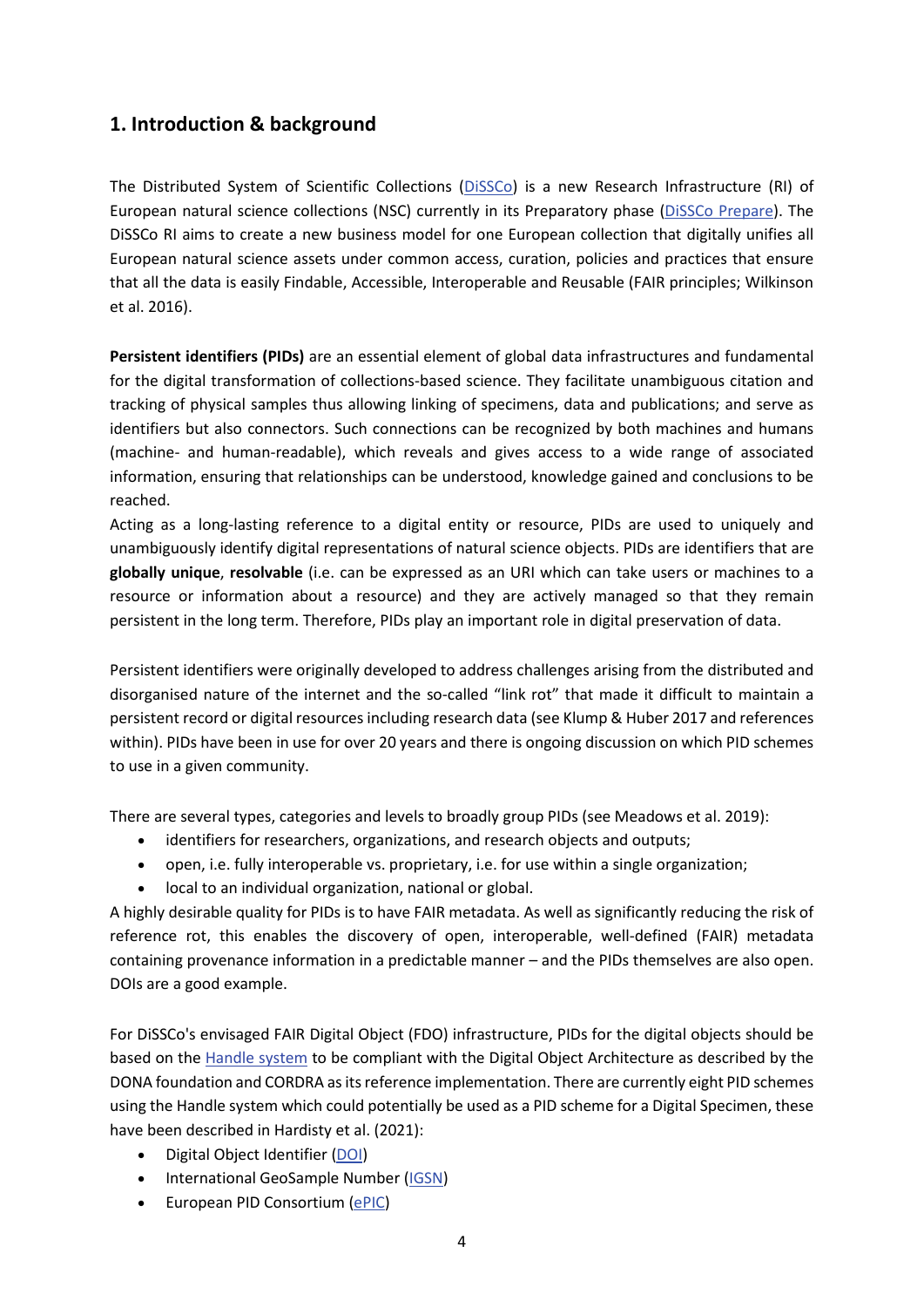## 1. Introduction & background

The Distributed System of Scientific Collections (DiSSCo) is a new Research Infrastructure (RI) of European natural science collections (NSC) currently in its Preparatory phase (DiSSCo Prepare). The DiSSCo RI aims to create a new business model for one European collection that digitally unifies all European natural science assets under common access, curation, policies and practices that ensure that all the data is easily Findable, Accessible, Interoperable and Reusable (FAIR principles; Wilkinson et al. 2016).

**Persistent identifiers (PIDs)** are an essential element of global data infrastructures and fundamental for the digital transformation of collections-based science. They facilitate unambiguous citation and tracking of physical samples thus allowing linking of specimens, data and publications; and serve as identifiers but also connectors. Such connections can be recognized by both machines and humans (machine- and human-readable), which reveals and gives access to a wide range of associated information, ensuring that relationships can be understood, knowledge gained and conclusions to be reached.

Acting as a long-lasting reference to a digital entity or resource, PIDs are used to uniquely and unambiguously identify digital representations of natural science objects. PIDs are identifiers that are **globally unique**, **resolvable** (i.e. can be expressed as an URI which can take users or machines to a resource or information about a resource) and they are actively managed so that they remain persistent in the long term. Therefore, PIDs play an important role in digital preservation of data.

Persistent identifiers were originally developed to address challenges arising from the distributed and disorganised nature of the internet and the so-called "link rot" that made it difficult to maintain a persistent record or digital resources including research data (see Klump & Huber 2017 and references within). PIDs have been in use for over 20 years and there is ongoing discussion on which PID schemes to use in a given community.

There are several types, categories and levels to broadly group PIDs (see Meadows et al. 2019):

- identifiers for researchers, organizations, and research objects and outputs;
- open, i.e. fully interoperable vs. proprietary, i.e. for use within a single organization;
- local to an individual organization, national or global.

A highly desirable quality for PIDs is to have FAIR metadata. As well as significantly reducing the risk of reference rot, this enables the discovery of open, interoperable, well-defined (FAIR) metadata containing provenance information in a predictable manner – and the PIDs themselves are also open. DOIs are a good example.

For DiSSCo's envisaged FAIR Digital Object (FDO) infrastructure, PIDs for the digital objects should be based on the Handle system to be compliant with the Digital Object Architecture as described by the DONA foundation and CORDRA as its reference implementation. There are currently eight PID schemes using the Handle system which could potentially be used as a PID scheme for a Digital Specimen, these have been described in Hardisty et al. (2021):

- Digital Object Identifier (DOI)
- International GeoSample Number (IGSN)
- European PID Consortium (ePIC)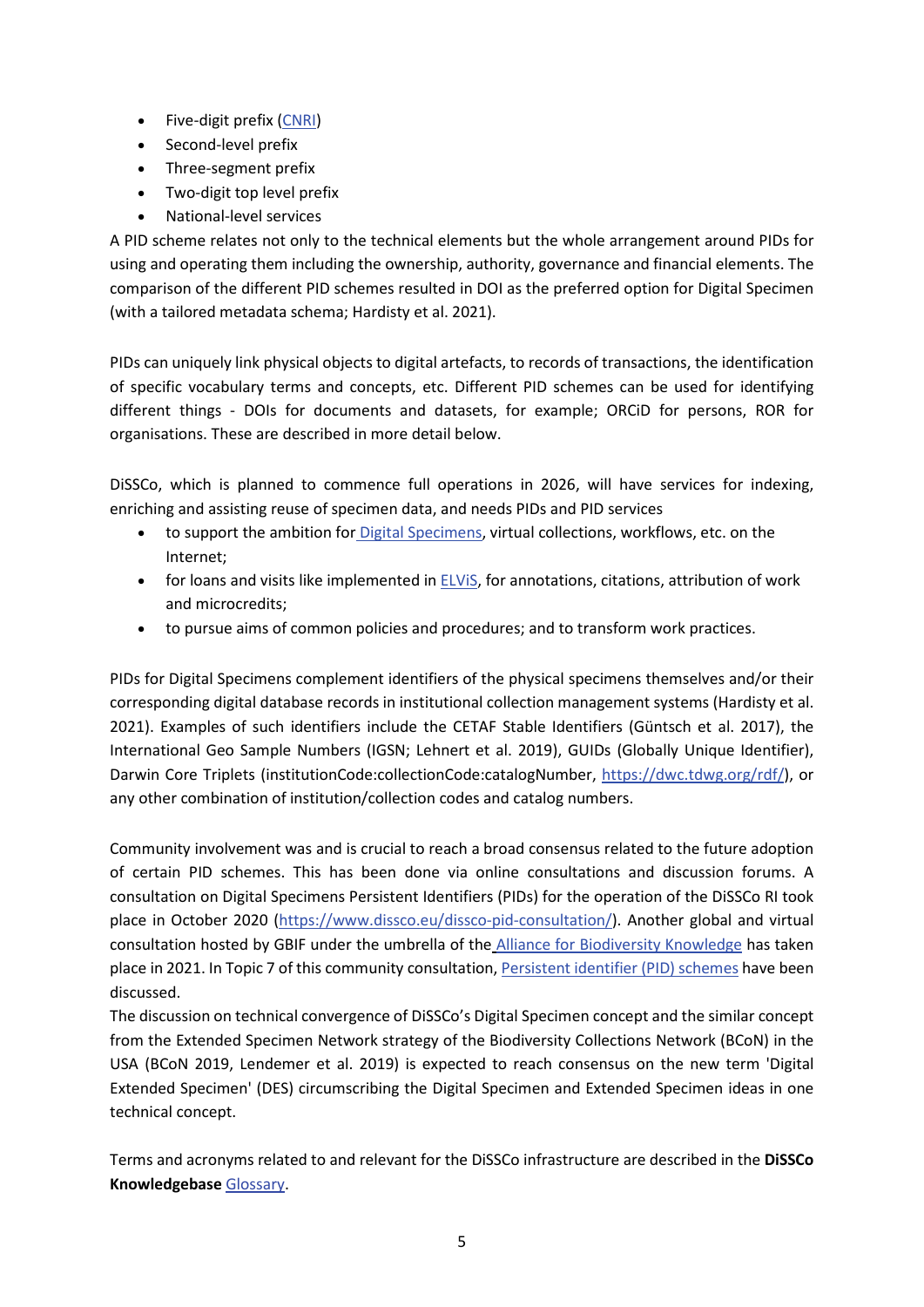- Five-digit prefix (CNRI)
- Second-level prefix
- Three-segment prefix
- Two-digit top level prefix
- National-level services

A PID scheme relates not only to the technical elements but the whole arrangement around PIDs for using and operating them including the ownership, authority, governance and financial elements. The comparison of the different PID schemes resulted in DOI as the preferred option for Digital Specimen (with a tailored metadata schema; Hardisty et al. 2021).

PIDs can uniquely link physical objects to digital artefacts, to records of transactions, the identification of specific vocabulary terms and concepts, etc. Different PID schemes can be used for identifying different things - DOIs for documents and datasets, for example; ORCiD for persons, ROR for organisations. These are described in more detail below.

DiSSCo, which is planned to commence full operations in 2026, will have services for indexing, enriching and assisting reuse of specimen data, and needs PIDs and PID services

- to support the ambition for Digital Specimens, virtual collections, workflows, etc. on the Internet;
- for loans and visits like implemented in ELViS, for annotations, citations, attribution of work and microcredits;
- to pursue aims of common policies and procedures; and to transform work practices.

PIDs for Digital Specimens complement identifiers of the physical specimens themselves and/or their corresponding digital database records in institutional collection management systems (Hardisty et al. 2021). Examples of such identifiers include the CETAF Stable Identifiers (Güntsch et al. 2017), the International Geo Sample Numbers (IGSN; Lehnert et al. 2019), GUIDs (Globally Unique Identifier), Darwin Core Triplets (institutionCode:collectionCode:catalogNumber, https://dwc.tdwg.org/rdf/), or any other combination of institution/collection codes and catalog numbers.

Community involvement was and is crucial to reach a broad consensus related to the future adoption of certain PID schemes. This has been done via online consultations and discussion forums. A consultation on Digital Specimens Persistent Identifiers (PIDs) for the operation of the DiSSCo RI took place in October 2020 (https://www.dissco.eu/dissco-pid-consultation/). Another global and virtual consultation hosted by GBIF under the umbrella of the Alliance for Biodiversity Knowledge has taken place in 2021. In Topic 7 of this community consultation, Persistent identifier (PID) schemes have been discussed.

The discussion on technical convergence of DiSSCo's Digital Specimen concept and the similar concept from the Extended Specimen Network strategy of the Biodiversity Collections Network (BCoN) in the USA (BCoN 2019, Lendemer et al. 2019) is expected to reach consensus on the new term 'Digital Extended Specimen' (DES) circumscribing the Digital Specimen and Extended Specimen ideas in one technical concept.

Terms and acronyms related to and relevant for the DiSSCo infrastructure are described in the **DiSSCo Knowledgebase** Glossary.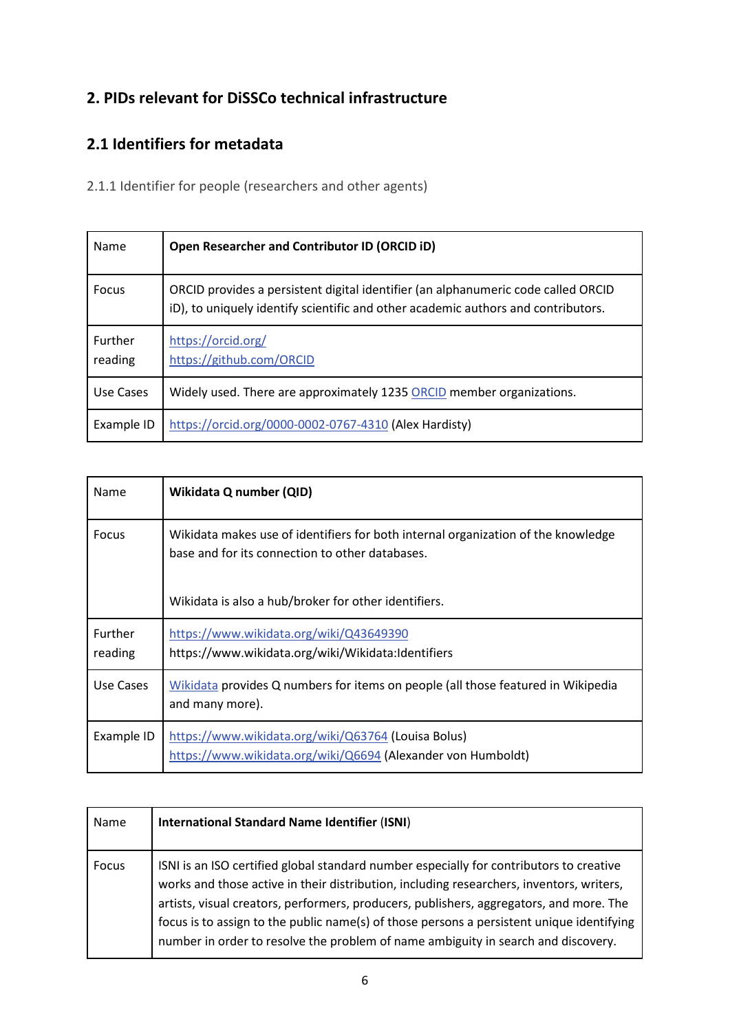## 2. PIDs relevant for DiSSCo technical infrastructure

### 2.1 Identifiers for metadata

2.1.1 Identifier for people (researchers and other agents)

| Name | **Open Researcher and Contributor ID (ORCID iD)** |
|---|---|
| Focus | ORCID provides a persistent digital identifier (an alphanumeric code called ORCID iD), to uniquely identify scientific and other academic authors and contributors. |
| Further reading | https://orcid.org/<br>https://github.com/ORCID |
| Use Cases | Widely used. There are approximately 1235 ORCID member organizations. |
| Example ID | https://orcid.org/0000-0002-0767-4310 (Alex Hardisty) |

| Name | **Wikidata Q number (QID)** |
|---|---|
| Focus | Wikidata makes use of identifiers for both internal organization of the knowledge base and for its connection to other databases.<br><br>Wikidata is also a hub/broker for other identifiers. |
| Further reading | https://www.wikidata.org/wiki/Q43649390<br>https://www.wikidata.org/wiki/Wikidata:Identifiers |
| Use Cases | Wikidata provides Q numbers for items on people (all those featured in Wikipedia and many more). |
| Example ID | https://www.wikidata.org/wiki/Q63764 (Louisa Bolus)<br>https://www.wikidata.org/wiki/Q6694 (Alexander von Humboldt) |

| Name | **International Standard Name Identifier** (**ISNI**) |
|---|---|
| Focus | ISNI is an ISO certified global standard number especially for contributors to creative works and those active in their distribution, including researchers, inventors, writers, artists, visual creators, performers, producers, publishers, aggregators, and more. The focus is to assign to the public name(s) of those persons a persistent unique identifying number in order to resolve the problem of name ambiguity in search and discovery. |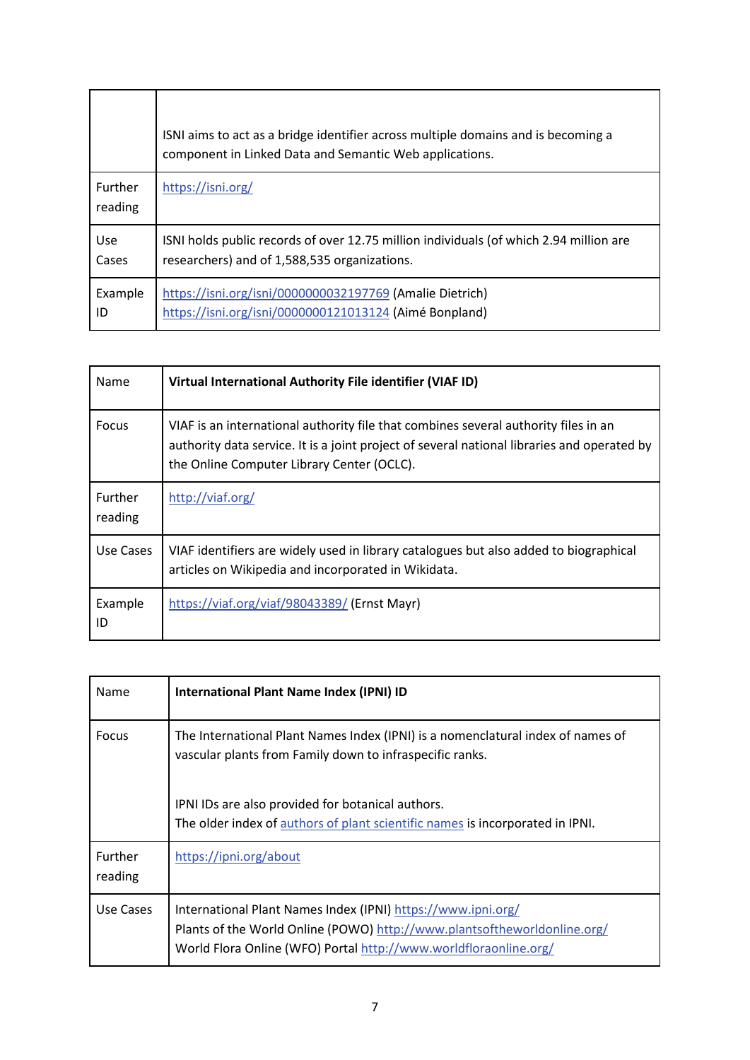| | |
|---|---|
| | ISNI aims to act as a bridge identifier across multiple domains and is becoming a component in Linked Data and Semantic Web applications. |
| Further reading | https://isni.org/ |
| Use Cases | ISNI holds public records of over 12.75 million individuals (of which 2.94 million are researchers) and of 1,588,535 organizations. |
| Example ID | https://isni.org/isni/0000000032197769 (Amalie Dietrich)<br>https://isni.org/isni/0000000121013124 (Aimé Bonpland) |

| Name | **Virtual International Authority File identifier (VIAF ID)** |
|---|---|
| Focus | VIAF is an international authority file that combines several authority files in an authority data service. It is a joint project of several national libraries and operated by the Online Computer Library Center (OCLC). |
| Further reading | http://viaf.org/ |
| Use Cases | VIAF identifiers are widely used in library catalogues but also added to biographical articles on Wikipedia and incorporated in Wikidata. |
| Example ID | https://viaf.org/viaf/98043389/ (Ernst Mayr) |

| Name | **International Plant Name Index (IPNI) ID** |
|---|---|
| Focus | The International Plant Names Index (IPNI) is a nomenclatural index of names of vascular plants from Family down to infraspecific ranks.<br><br>IPNI IDs are also provided for botanical authors.<br>The older index of authors of plant scientific names is incorporated in IPNI. |
| Further reading | https://ipni.org/about |
| Use Cases | International Plant Names Index (IPNI) https://www.ipni.org/<br>Plants of the World Online (POWO) http://www.plantsoftheworldonline.org/<br>World Flora Online (WFO) Portal http://www.worldfloraonline.org/ |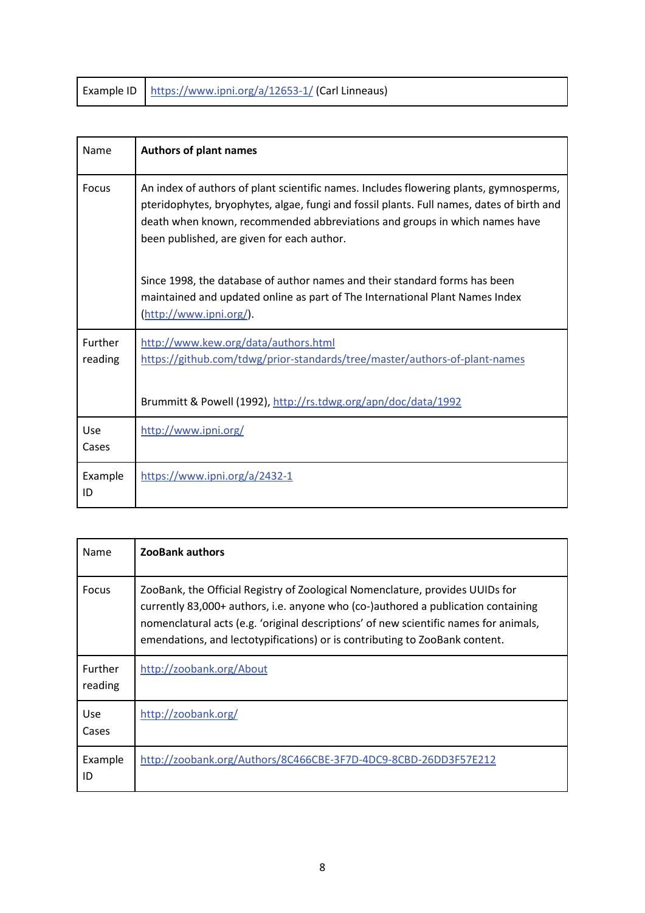| Example ID | https://www.ipni.org/a/12653-1/ (Carl Linneaus) |
|---|---|

| Name | **Authors of plant names** |
|---|---|
| Focus | An index of authors of plant scientific names. Includes flowering plants, gymnosperms, pteridophytes, bryophytes, algae, fungi and fossil plants. Full names, dates of birth and death when known, recommended abbreviations and groups in which names have been published, are given for each author.<br><br>Since 1998, the database of author names and their standard forms has been maintained and updated online as part of The International Plant Names Index (http://www.ipni.org/). |
| Further reading | http://www.kew.org/data/authors.html<br>https://github.com/tdwg/prior-standards/tree/master/authors-of-plant-names<br><br>Brummitt & Powell (1992), http://rs.tdwg.org/apn/doc/data/1992 |
| Use Cases | http://www.ipni.org/ |
| Example ID | https://www.ipni.org/a/2432-1 |

| Name | **ZooBank authors** |
|---|---|
| Focus | ZooBank, the Official Registry of Zoological Nomenclature, provides UUIDs for currently 83,000+ authors, i.e. anyone who (co-)authored a publication containing nomenclatural acts (e.g. 'original descriptions' of new scientific names for animals, emendations, and lectotypifications) or is contributing to ZooBank content. |
| Further reading | http://zoobank.org/About |
| Use Cases | http://zoobank.org/ |
| Example ID | http://zoobank.org/Authors/8C466CBE-3F7D-4DC9-8CBD-26DD3F57E212 |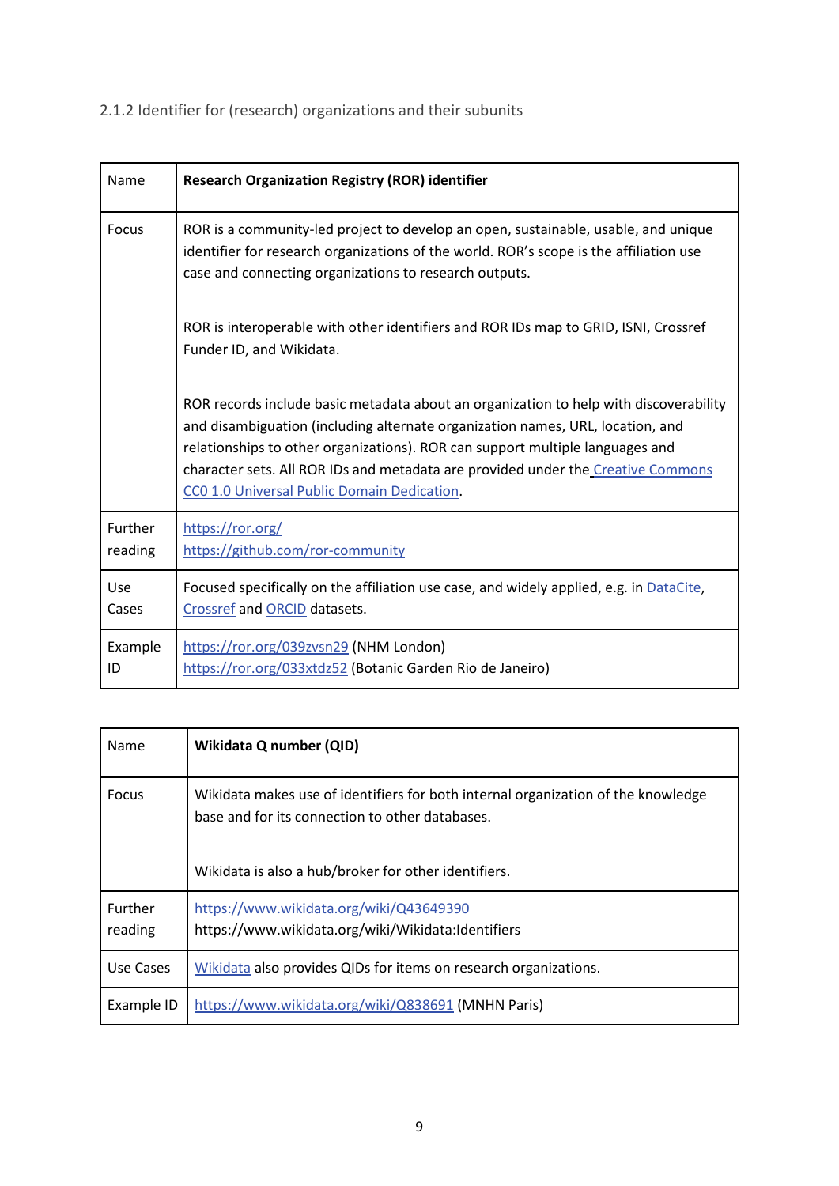### 2.1.2 Identifier for (research) organizations and their subunits

| Name | **Research Organization Registry (ROR) identifier** |
|---|---|
| Focus | ROR is a community-led project to develop an open, sustainable, usable, and unique identifier for research organizations of the world. ROR's scope is the affiliation use case and connecting organizations to research outputs.<br><br>ROR is interoperable with other identifiers and ROR IDs map to GRID, ISNI, Crossref Funder ID, and Wikidata.<br><br>ROR records include basic metadata about an organization to help with discoverability and disambiguation (including alternate organization names, URL, location, and relationships to other organizations). ROR can support multiple languages and character sets. All ROR IDs and metadata are provided under the Creative Commons CC0 1.0 Universal Public Domain Dedication. |
| Further reading | https://ror.org/<br>https://github.com/ror-community |
| Use Cases | Focused specifically on the affiliation use case, and widely applied, e.g. in DataCite, Crossref and ORCID datasets. |
| Example ID | https://ror.org/039zvsn29 (NHM London)<br>https://ror.org/033xtdz52 (Botanic Garden Rio de Janeiro) |

| Name | **Wikidata Q number (QID)** |
|---|---|
| Focus | Wikidata makes use of identifiers for both internal organization of the knowledge base and for its connection to other databases.<br><br>Wikidata is also a hub/broker for other identifiers. |
| Further reading | https://www.wikidata.org/wiki/Q43649390<br>https://www.wikidata.org/wiki/Wikidata:Identifiers |
| Use Cases | Wikidata also provides QIDs for items on research organizations. |
| Example ID | https://www.wikidata.org/wiki/Q838691 (MNHN Paris) |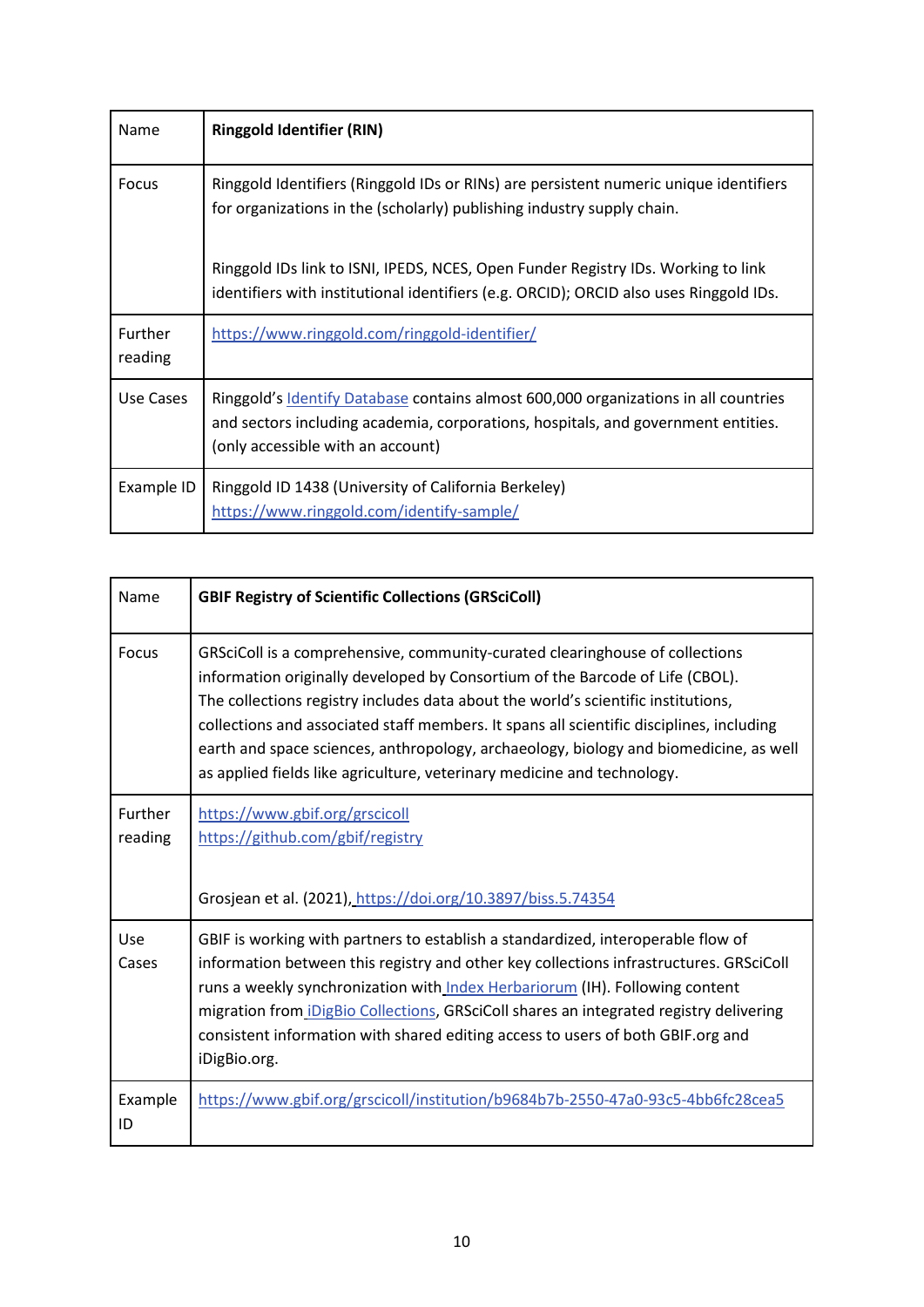| Name | **Ringgold Identifier (RIN)** |
|---|---|
| Focus | Ringgold Identifiers (Ringgold IDs or RINs) are persistent numeric unique identifiers for organizations in the (scholarly) publishing industry supply chain.<br><br>Ringgold IDs link to ISNI, IPEDS, NCES, Open Funder Registry IDs. Working to link identifiers with institutional identifiers (e.g. ORCID); ORCID also uses Ringgold IDs. |
| Further reading | https://www.ringgold.com/ringgold-identifier/ |
| Use Cases | Ringgold's Identify Database contains almost 600,000 organizations in all countries and sectors including academia, corporations, hospitals, and government entities. (only accessible with an account) |
| Example ID | Ringgold ID 1438 (University of California Berkeley)<br>https://www.ringgold.com/identify-sample/ |

| Name | **GBIF Registry of Scientific Collections (GRSciColl)** |
|---|---|
| Focus | GRSciColl is a comprehensive, community-curated clearinghouse of collections information originally developed by Consortium of the Barcode of Life (CBOL). The collections registry includes data about the world's scientific institutions, collections and associated staff members. It spans all scientific disciplines, including earth and space sciences, anthropology, archaeology, biology and biomedicine, as well as applied fields like agriculture, veterinary medicine and technology. |
| Further reading | https://www.gbif.org/grscicoll<br>https://github.com/gbif/registry<br><br>Grosjean et al. (2021), https://doi.org/10.3897/biss.5.74354 |
| Use Cases | GBIF is working with partners to establish a standardized, interoperable flow of information between this registry and other key collections infrastructures. GRSciColl runs a weekly synchronization with Index Herbariorum (IH). Following content migration from iDigBio Collections, GRSciColl shares an integrated registry delivering consistent information with shared editing access to users of both GBIF.org and iDigBio.org. |
| Example ID | https://www.gbif.org/grscicoll/institution/b9684b7b-2550-47a0-93c5-4bb6fc28cea5 |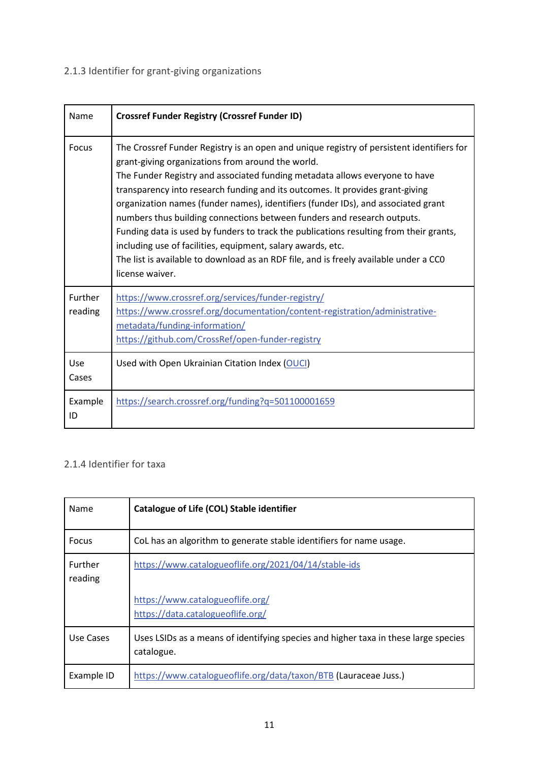### 2.1.3 Identifier for grant-giving organizations

| Name | **Crossref Funder Registry (Crossref Funder ID)** |
|---|---|
| Focus | The Crossref Funder Registry is an open and unique registry of persistent identifiers for grant-giving organizations from around the world.<br>The Funder Registry and associated funding metadata allows everyone to have transparency into research funding and its outcomes. It provides grant-giving organization names (funder names), identifiers (funder IDs), and associated grant numbers thus building connections between funders and research outputs.<br>Funding data is used by funders to track the publications resulting from their grants, including use of facilities, equipment, salary awards, etc.<br>The list is available to download as an RDF file, and is freely available under a CC0 license waiver. |
| Further reading | https://www.crossref.org/services/funder-registry/<br>https://www.crossref.org/documentation/content-registration/administrative-metadata/funding-information/<br>https://github.com/CrossRef/open-funder-registry |
| Use Cases | Used with Open Ukrainian Citation Index (OUCI) |
| Example ID | https://search.crossref.org/funding?q=501100001659 |

### 2.1.4 Identifier for taxa

| Name | **Catalogue of Life (COL) Stable identifier** |
|---|---|
| Focus | CoL has an algorithm to generate stable identifiers for name usage. |
| Further reading | https://www.catalogueoflife.org/2021/04/14/stable-ids<br><br>https://www.catalogueoflife.org/<br>https://data.catalogueoflife.org/ |
| Use Cases | Uses LSIDs as a means of identifying species and higher taxa in these large species catalogue. |
| Example ID | https://www.catalogueoflife.org/data/taxon/BTB (Lauraceae Juss.) |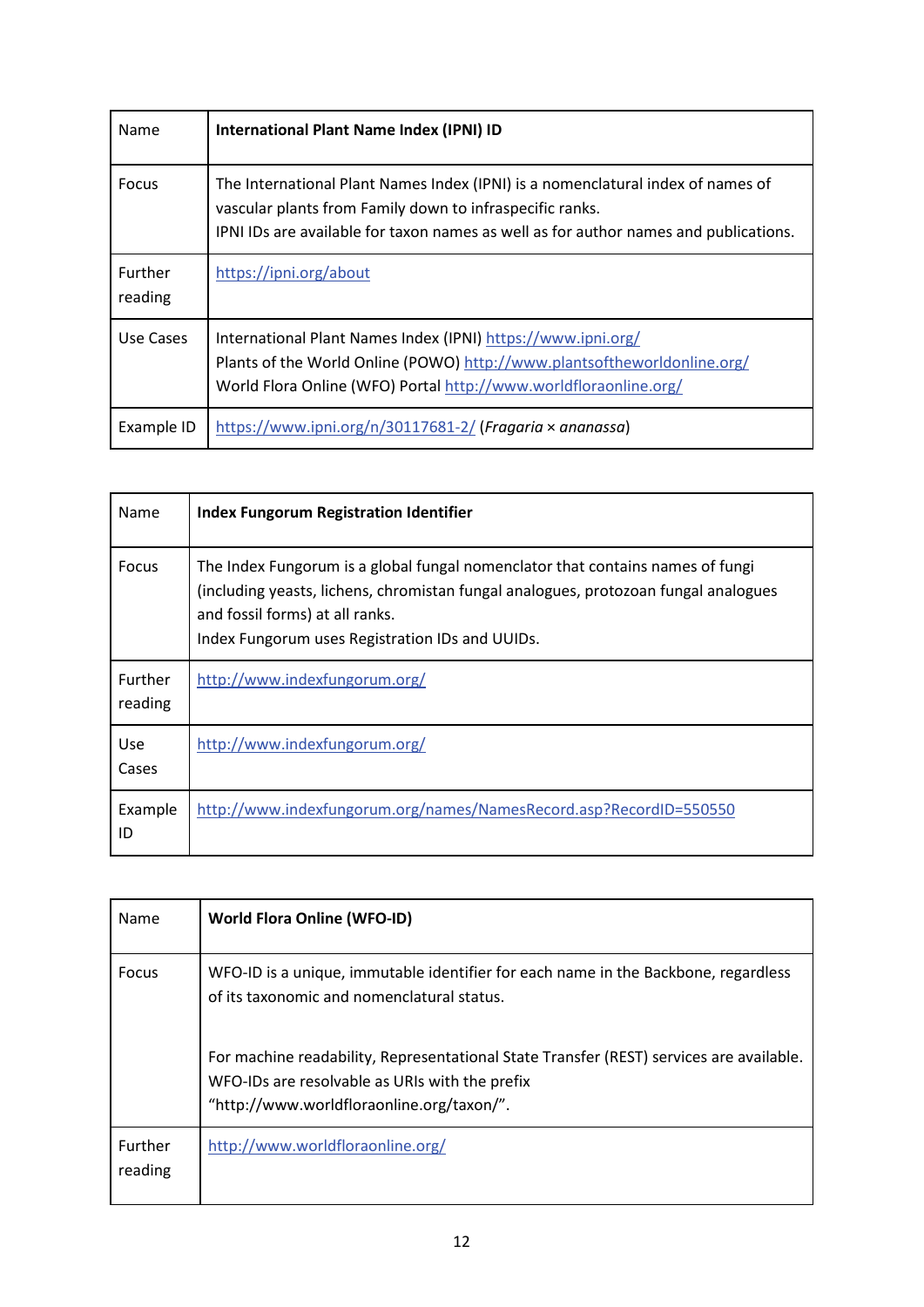| Name | **International Plant Name Index (IPNI) ID** |
|---|---|
| Focus | The International Plant Names Index (IPNI) is a nomenclatural index of names of vascular plants from Family down to infraspecific ranks.<br>IPNI IDs are available for taxon names as well as for author names and publications. |
| Further reading | https://ipni.org/about |
| Use Cases | International Plant Names Index (IPNI) https://www.ipni.org/<br>Plants of the World Online (POWO) http://www.plantsoftheworldonline.org/<br>World Flora Online (WFO) Portal http://www.worldfloraonline.org/ |
| Example ID | https://www.ipni.org/n/30117681-2/ (*Fragaria* × *ananassa*) |

| Name | **Index Fungorum Registration Identifier** |
|---|---|
| Focus | The Index Fungorum is a global fungal nomenclator that contains names of fungi (including yeasts, lichens, chromistan fungal analogues, protozoan fungal analogues and fossil forms) at all ranks.<br>Index Fungorum uses Registration IDs and UUIDs. |
| Further reading | http://www.indexfungorum.org/ |
| Use Cases | http://www.indexfungorum.org/ |
| Example ID | http://www.indexfungorum.org/names/NamesRecord.asp?RecordID=550550 |

| Name | **World Flora Online (WFO-ID)** |
|---|---|
| Focus | WFO-ID is a unique, immutable identifier for each name in the Backbone, regardless of its taxonomic and nomenclatural status.<br><br>For machine readability, Representational State Transfer (REST) services are available. WFO-IDs are resolvable as URIs with the prefix "http://www.worldfloraonline.org/taxon/". |
| Further reading | http://www.worldfloraonline.org/ |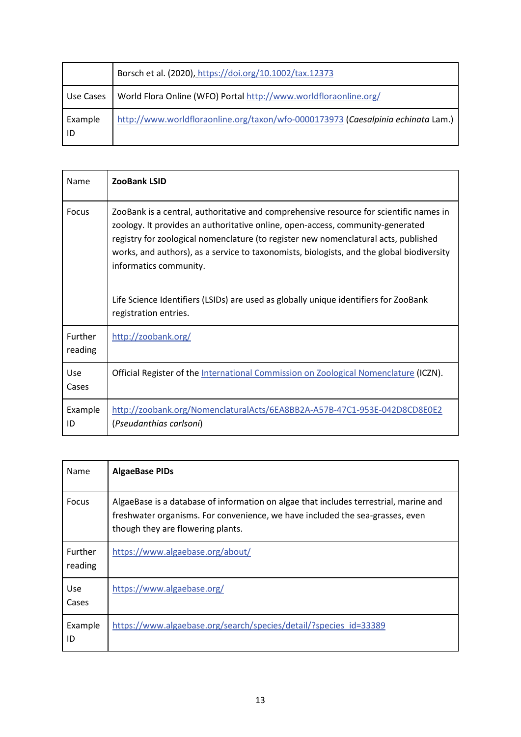| | |
|---|---|
| | Borsch et al. (2020), https://doi.org/10.1002/tax.12373 |
| Use Cases | World Flora Online (WFO) Portal http://www.worldfloraonline.org/ |
| Example ID | http://www.worldfloraonline.org/taxon/wfo-0000173973 (*Caesalpinia echinata* Lam.) |

| Name | **ZooBank LSID** |
|---|---|
| Focus | ZooBank is a central, authoritative and comprehensive resource for scientific names in zoology. It provides an authoritative online, open-access, community-generated registry for zoological nomenclature (to register new nomenclatural acts, published works, and authors), as a service to taxonomists, biologists, and the global biodiversity informatics community.<br><br>Life Science Identifiers (LSIDs) are used as globally unique identifiers for ZooBank registration entries. |
| Further reading | http://zoobank.org/ |
| Use Cases | Official Register of the International Commission on Zoological Nomenclature (ICZN). |
| Example ID | http://zoobank.org/NomenclaturalActs/6EA8BB2A-A57B-47C1-953E-042D8CD8E0E2 (*Pseudanthias carlsoni*) |

| Name | **AlgaeBase PIDs** |
|---|---|
| Focus | AlgaeBase is a database of information on algae that includes terrestrial, marine and freshwater organisms. For convenience, we have included the sea-grasses, even though they are flowering plants. |
| Further reading | https://www.algaebase.org/about/ |
| Use Cases | https://www.algaebase.org/ |
| Example ID | https://www.algaebase.org/search/species/detail/?species_id=33389 |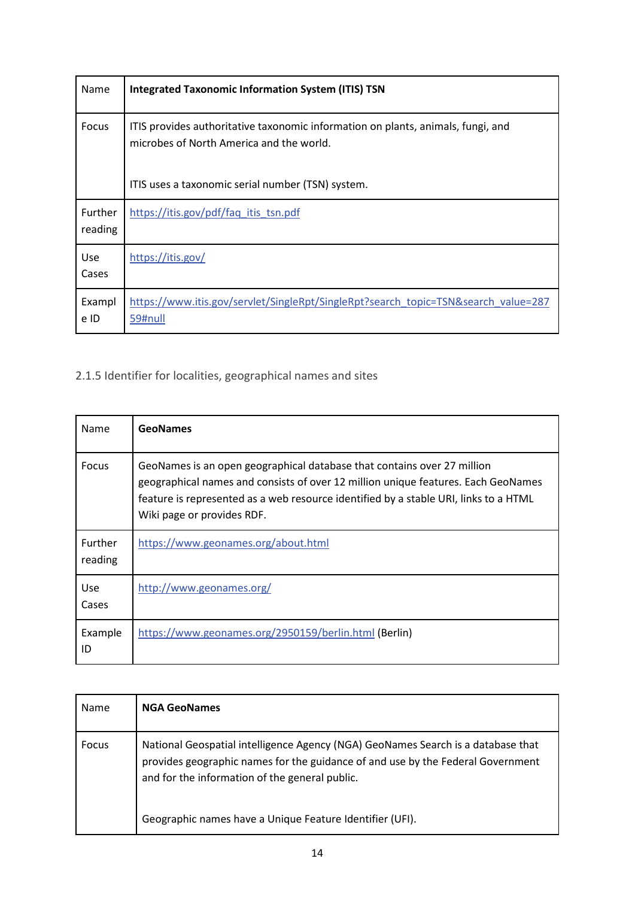| Name | **Integrated Taxonomic Information System (ITIS) TSN** |
|---|---|
| Focus | ITIS provides authoritative taxonomic information on plants, animals, fungi, and microbes of North America and the world.<br><br>ITIS uses a taxonomic serial number (TSN) system. |
| Further reading | https://itis.gov/pdf/faq_itis_tsn.pdf |
| Use Cases | https://itis.gov/ |
| Example ID | https://www.itis.gov/servlet/SingleRpt/SingleRpt?search_topic=TSN&search_value=28759#null |

### 2.1.5 Identifier for localities, geographical names and sites

| Name | **GeoNames** |
|---|---|
| Focus | GeoNames is an open geographical database that contains over 27 million geographical names and consists of over 12 million unique features. Each GeoNames feature is represented as a web resource identified by a stable URI, links to a HTML Wiki page or provides RDF. |
| Further reading | https://www.geonames.org/about.html |
| Use Cases | http://www.geonames.org/ |
| Example ID | https://www.geonames.org/2950159/berlin.html (Berlin) |

| Name | **NGA GeoNames** |
|---|---|
| Focus | National Geospatial intelligence Agency (NGA) GeoNames Search is a database that provides geographic names for the guidance of and use by the Federal Government and for the information of the general public.<br><br>Geographic names have a Unique Feature Identifier (UFI). |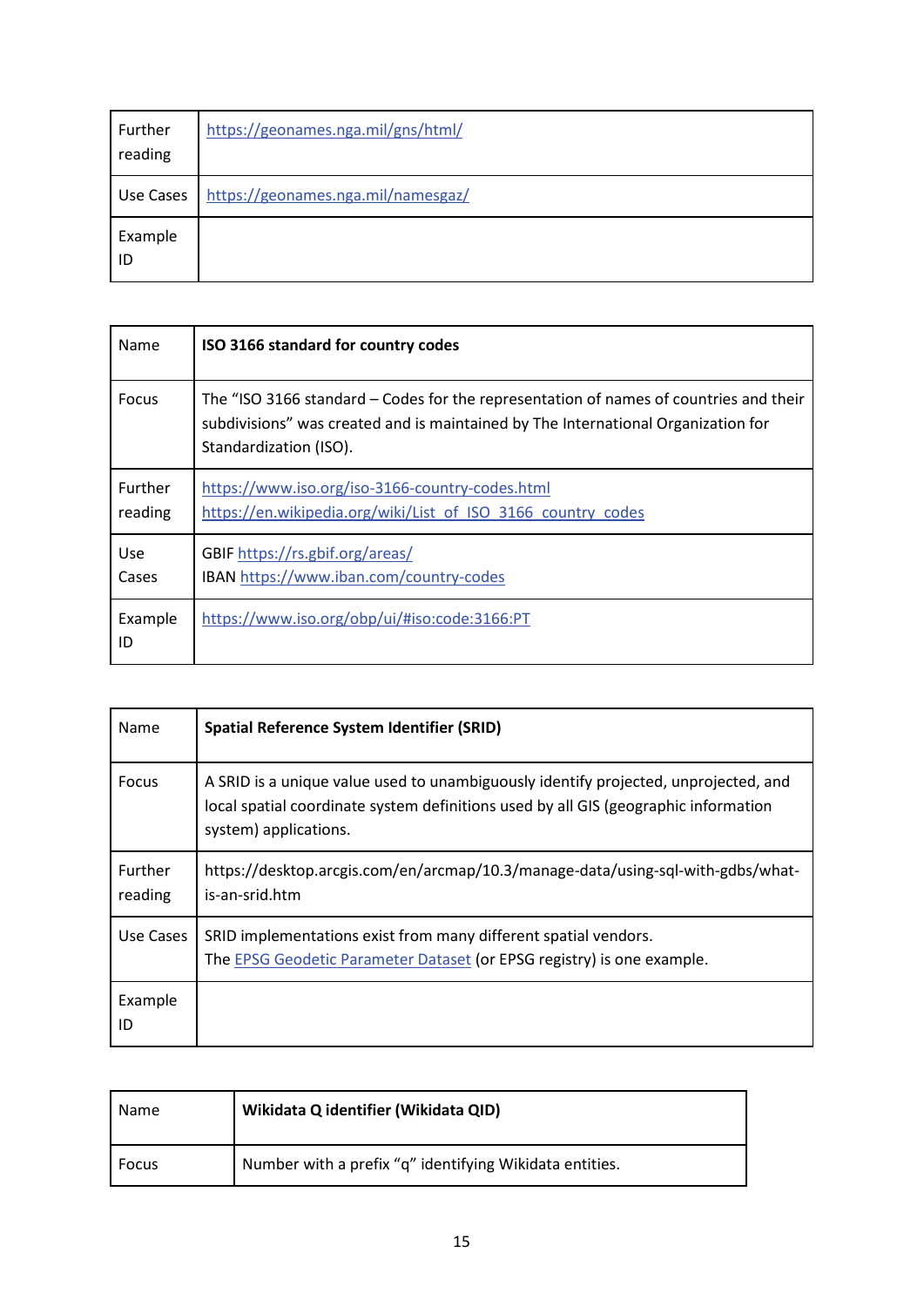| Further reading | https://geonames.nga.mil/gns/html/ |
|---|---|
| Use Cases | https://geonames.nga.mil/namesgaz/ |
| Example ID | |

| Name | **ISO 3166 standard for country codes** |
|---|---|
| Focus | The “ISO 3166 standard – Codes for the representation of names of countries and their subdivisions” was created and is maintained by The International Organization for Standardization (ISO). |
| Further reading | https://www.iso.org/iso-3166-country-codes.html<br>https://en.wikipedia.org/wiki/List_of_ISO_3166_country_codes |
| Use Cases | GBIF https://rs.gbif.org/areas/<br>IBAN https://www.iban.com/country-codes |
| Example ID | https://www.iso.org/obp/ui/#iso:code:3166:PT |

| Name | **Spatial Reference System Identifier (SRID)** |
|---|---|
| Focus | A SRID is a unique value used to unambiguously identify projected, unprojected, and local spatial coordinate system definitions used by all GIS (geographic information system) applications. |
| Further reading | https://desktop.arcgis.com/en/arcmap/10.3/manage-data/using-sql-with-gdbs/what-is-an-srid.htm |
| Use Cases | SRID implementations exist from many different spatial vendors.<br>The EPSG Geodetic Parameter Dataset (or EPSG registry) is one example. |
| Example ID | |

| Name | **Wikidata Q identifier (Wikidata QID)** |
|---|---|
| Focus | Number with a prefix “q” identifying Wikidata entities. |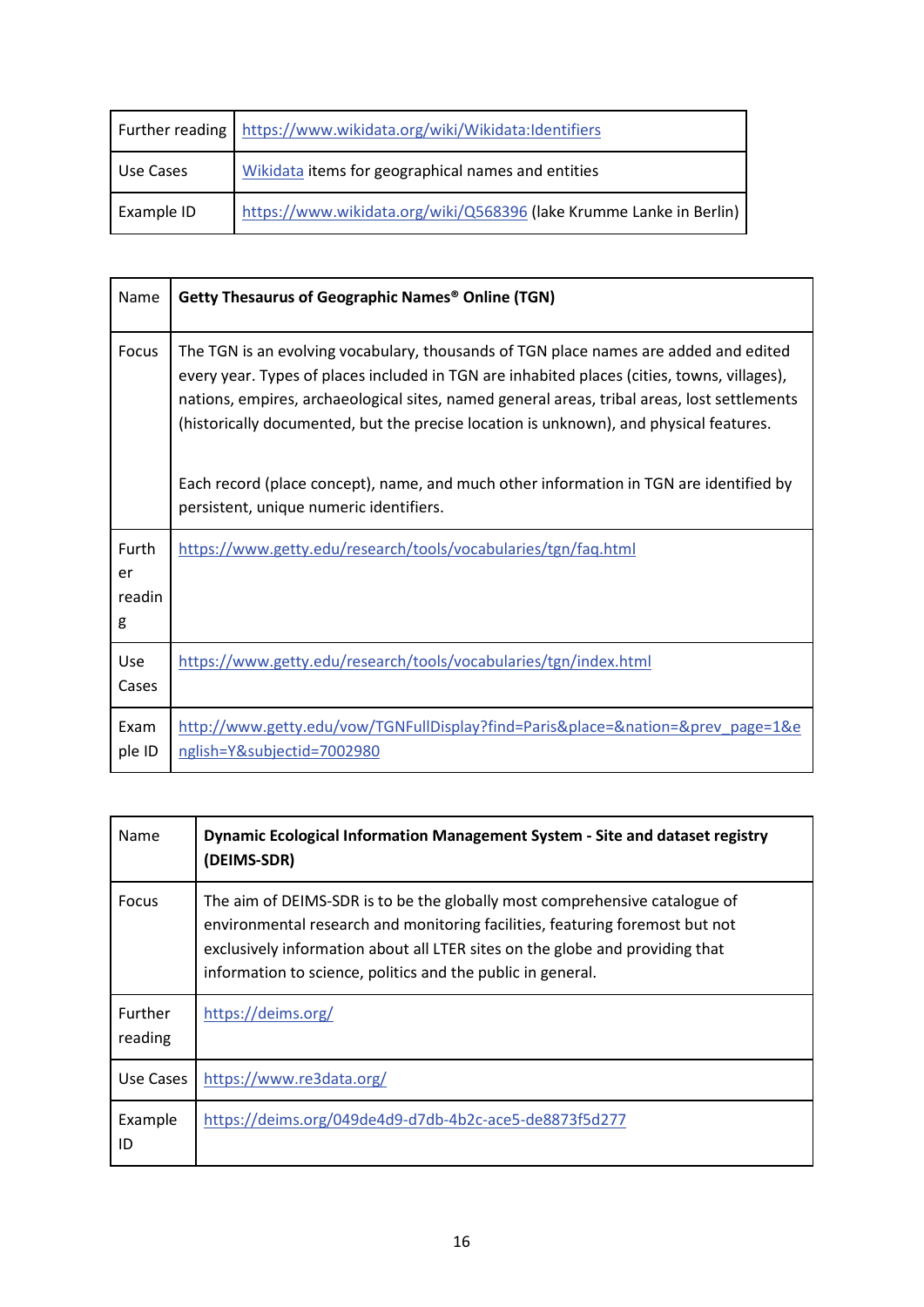| Further reading | https://www.wikidata.org/wiki/Wikidata:Identifiers |
|---|---|
| Use Cases | Wikidata items for geographical names and entities |
| Example ID | https://www.wikidata.org/wiki/Q568396 (lake Krumme Lanke in Berlin) |

| Name | **Getty Thesaurus of Geographic Names® Online (TGN)** |
|---|---|
| Focus | The TGN is an evolving vocabulary, thousands of TGN place names are added and edited every year. Types of places included in TGN are inhabited places (cities, towns, villages), nations, empires, archaeological sites, named general areas, tribal areas, lost settlements (historically documented, but the precise location is unknown), and physical features.<br><br>Each record (place concept), name, and much other information in TGN are identified by persistent, unique numeric identifiers. |
| Further reading | https://www.getty.edu/research/tools/vocabularies/tgn/faq.html |
| Use Cases | https://www.getty.edu/research/tools/vocabularies/tgn/index.html |
| Example ID | http://www.getty.edu/vow/TGNFullDisplay?find=Paris&place=&nation=&prev_page=1&english=Y&subjectid=7002980 |

| Name | **Dynamic Ecological Information Management System - Site and dataset registry (DEIMS-SDR)** |
|---|---|
| Focus | The aim of DEIMS-SDR is to be the globally most comprehensive catalogue of environmental research and monitoring facilities, featuring foremost but not exclusively information about all LTER sites on the globe and providing that information to science, politics and the public in general. |
| Further reading | https://deims.org/ |
| Use Cases | https://www.re3data.org/ |
| Example ID | https://deims.org/049de4d9-d7db-4b2c-ace5-de8873f5d277 |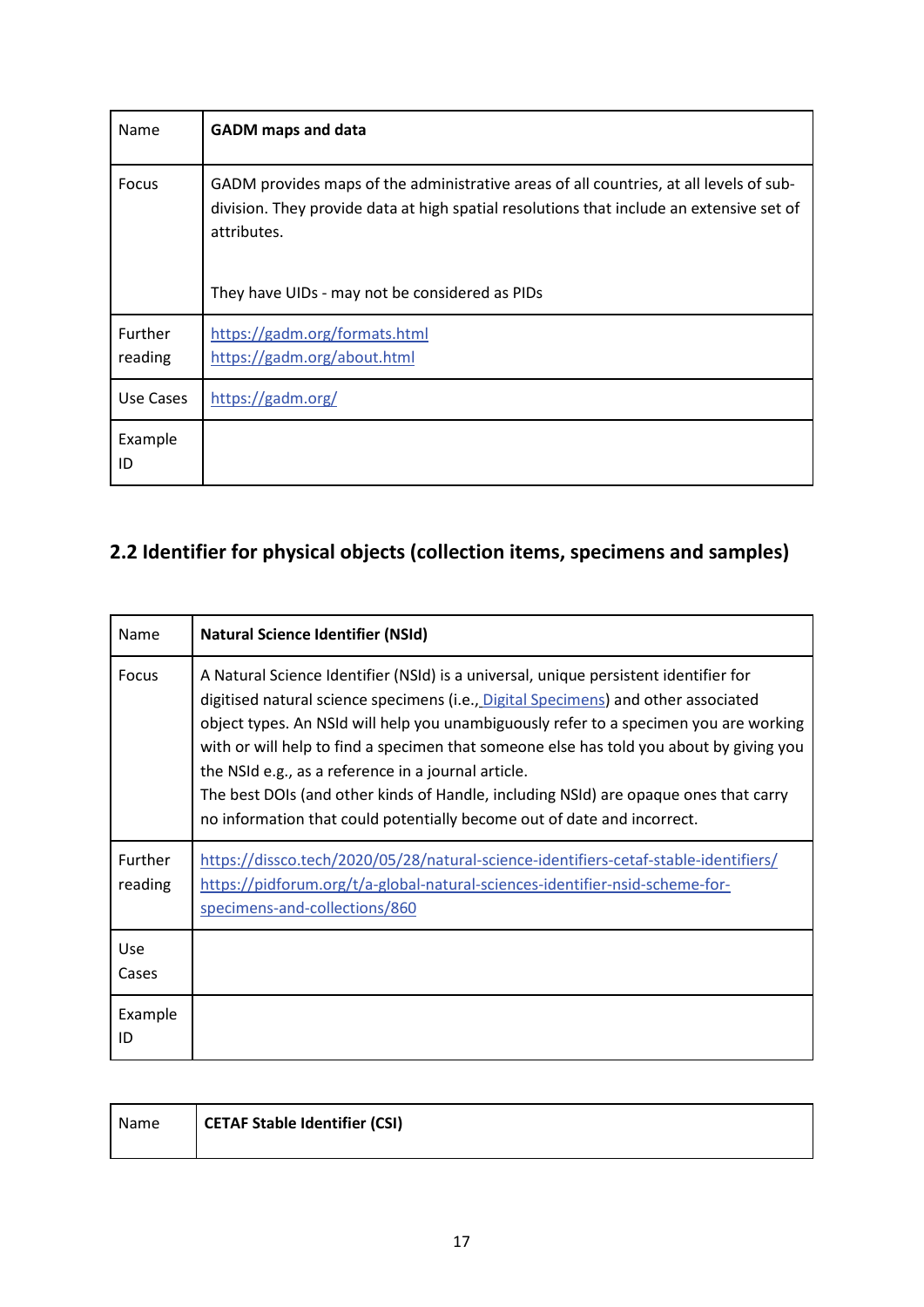| Name | **GADM maps and data** |
| --- | --- |
| Focus | GADM provides maps of the administrative areas of all countries, at all levels of sub-division. They provide data at high spatial resolutions that include an extensive set of attributes.<br><br>They have UIDs - may not be considered as PIDs |
| Further reading | https://gadm.org/formats.html<br>https://gadm.org/about.html |
| Use Cases | https://gadm.org/ |
| Example ID | |

## 2.2 Identifier for physical objects (collection items, specimens and samples)

| Name | **Natural Science Identifier (NSId)** |
| --- | --- |
| Focus | A Natural Science Identifier (NSId) is a universal, unique persistent identifier for digitised natural science specimens (i.e., Digital Specimens) and other associated object types. An NSId will help you unambiguously refer to a specimen you are working with or will help to find a specimen that someone else has told you about by giving you the NSId e.g., as a reference in a journal article.<br>The best DOIs (and other kinds of Handle, including NSId) are opaque ones that carry no information that could potentially become out of date and incorrect. |
| Further reading | https://dissco.tech/2020/05/28/natural-science-identifiers-cetaf-stable-identifiers/<br>https://pidforum.org/t/a-global-natural-sciences-identifier-nsid-scheme-for-specimens-and-collections/860 |
| Use Cases | |
| Example ID | |

| Name | **CETAF Stable Identifier (CSI)** |
| --- | --- |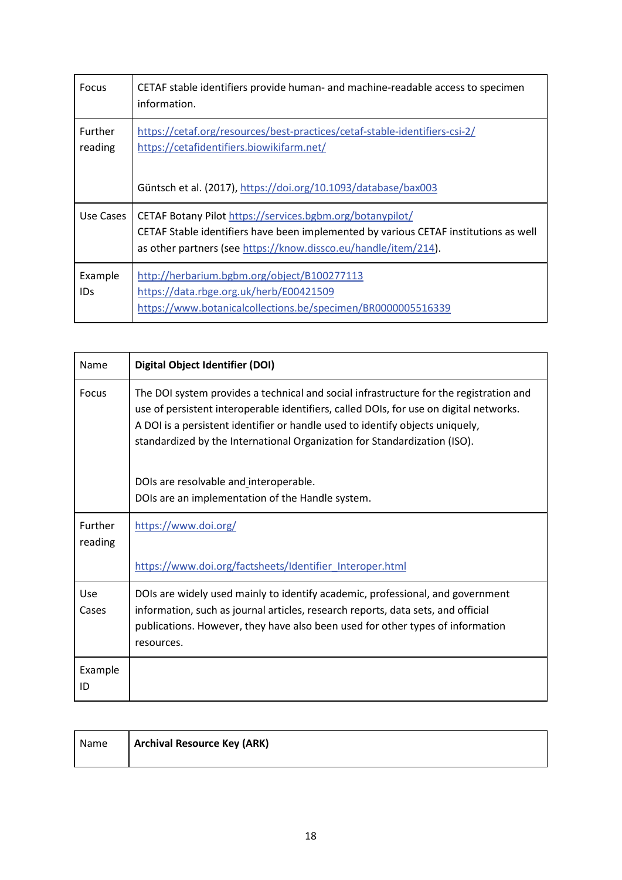| Focus | CETAF stable identifiers provide human- and machine-readable access to specimen information. |
|---|---|
| Further reading | https://cetaf.org/resources/best-practices/cetaf-stable-identifiers-csi-2/<br>https://cetafidentifiers.biowikifarm.net/<br><br>Güntsch et al. (2017), https://doi.org/10.1093/database/bax003 |
| Use Cases | CETAF Botany Pilot https://services.bgbm.org/botanypilot/<br>CETAF Stable identifiers have been implemented by various CETAF institutions as well as other partners (see https://know.dissco.eu/handle/item/214). |
| Example IDs | http://herbarium.bgbm.org/object/B100277113<br>https://data.rbge.org.uk/herb/E00421509<br>https://www.botanicalcollections.be/specimen/BR0000005516339 |

| Name | **Digital Object Identifier (DOI)** |
|---|---|
| Focus | The DOI system provides a technical and social infrastructure for the registration and use of persistent interoperable identifiers, called DOIs, for use on digital networks. A DOI is a persistent identifier or handle used to identify objects uniquely, standardized by the International Organization for Standardization (ISO).<br><br>DOIs are resolvable and interoperable.<br>DOIs are an implementation of the Handle system. |
| Further reading | https://www.doi.org/<br><br>https://www.doi.org/factsheets/Identifier_Interoper.html |
| Use Cases | DOIs are widely used mainly to identify academic, professional, and government information, such as journal articles, research reports, data sets, and official publications. However, they have also been used for other types of information resources. |
| Example ID | |

| Name | **Archival Resource Key (ARK)** |
|---|---|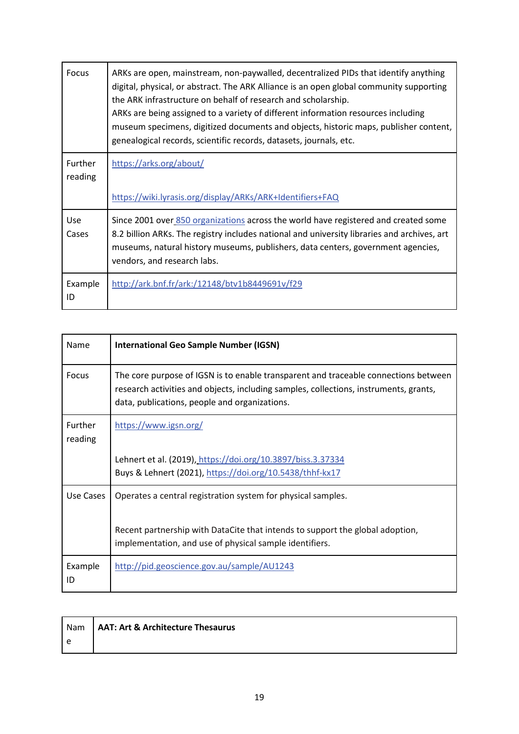| | |
|---|---|
| Focus | ARKs are open, mainstream, non-paywalled, decentralized PIDs that identify anything digital, physical, or abstract. The ARK Alliance is an open global community supporting the ARK infrastructure on behalf of research and scholarship.<br>ARKs are being assigned to a variety of different information resources including museum specimens, digitized documents and objects, historic maps, publisher content, genealogical records, scientific records, datasets, journals, etc. |
| Further reading | https://arks.org/about/<br><br>https://wiki.lyrasis.org/display/ARKs/ARK+Identifiers+FAQ |
| Use Cases | Since 2001 over 850 organizations across the world have registered and created some 8.2 billion ARKs. The registry includes national and university libraries and archives, art museums, natural history museums, publishers, data centers, government agencies, vendors, and research labs. |
| Example ID | http://ark.bnf.fr/ark:/12148/btv1b8449691v/f29 |

| Name | **International Geo Sample Number (IGSN)** |
|---|---|
| Focus | The core purpose of IGSN is to enable transparent and traceable connections between research activities and objects, including samples, collections, instruments, grants, data, publications, people and organizations. |
| Further reading | https://www.igsn.org/<br><br>Lehnert et al. (2019), https://doi.org/10.3897/biss.3.37334<br>Buys & Lehnert (2021), https://doi.org/10.5438/thhf-kx17 |
| Use Cases | Operates a central registration system for physical samples.<br><br>Recent partnership with DataCite that intends to support the global adoption, implementation, and use of physical sample identifiers. |
| Example ID | http://pid.geoscience.gov.au/sample/AU1243 |

| Name | **AAT: Art & Architecture Thesaurus** |
|---|---|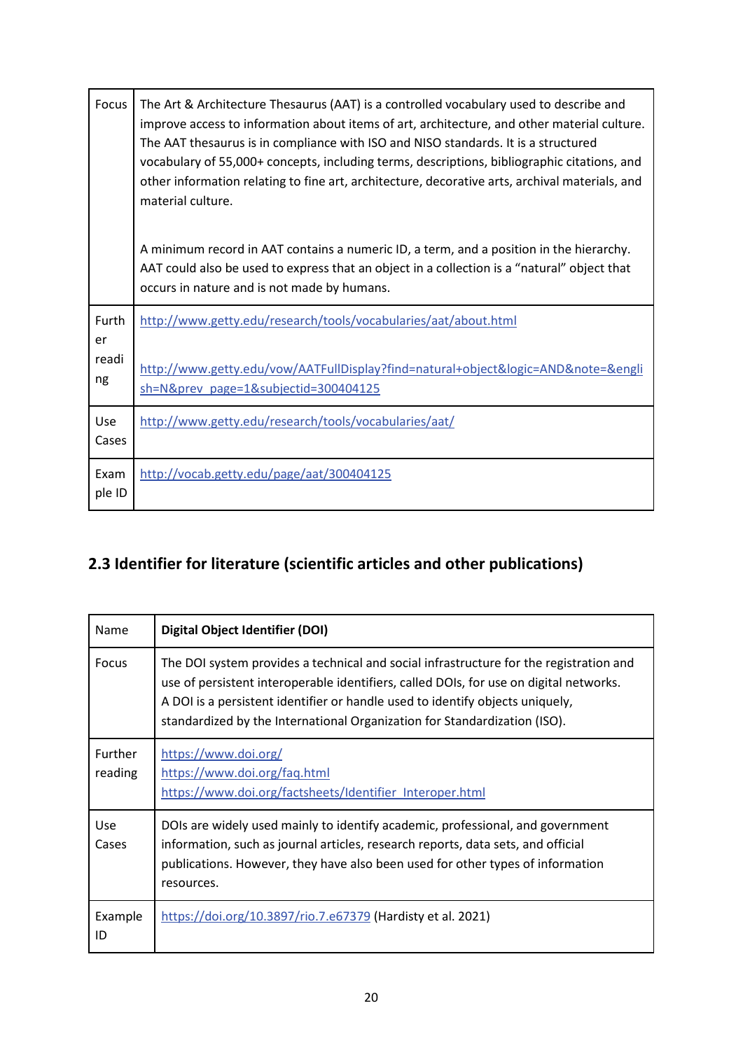| Focus | The Art & Architecture Thesaurus (AAT) is a controlled vocabulary used to describe and improve access to information about items of art, architecture, and other material culture. The AAT thesaurus is in compliance with ISO and NISO standards. It is a structured vocabulary of 55,000+ concepts, including terms, descriptions, bibliographic citations, and other information relating to fine art, architecture, decorative arts, archival materials, and material culture.<br><br>A minimum record in AAT contains a numeric ID, a term, and a position in the hierarchy. AAT could also be used to express that an object in a collection is a "natural" object that occurs in nature and is not made by humans. |
|---|---|
| Further reading | http://www.getty.edu/research/tools/vocabularies/aat/about.html<br><br>http://www.getty.edu/vow/AATFullDisplay?find=natural+object&logic=AND&note=&english=N&prev_page=1&subjectid=300404125 |
| Use Cases | http://www.getty.edu/research/tools/vocabularies/aat/ |
| Example ID | http://vocab.getty.edu/page/aat/300404125 |

## 2.3 Identifier for literature (scientific articles and other publications)

| Name | **Digital Object Identifier (DOI)** |
|---|---|
| Focus | The DOI system provides a technical and social infrastructure for the registration and use of persistent interoperable identifiers, called DOIs, for use on digital networks. A DOI is a persistent identifier or handle used to identify objects uniquely, standardized by the International Organization for Standardization (ISO). |
| Further reading | https://www.doi.org/<br>https://www.doi.org/faq.html<br>https://www.doi.org/factsheets/Identifier_Interoper.html |
| Use Cases | DOIs are widely used mainly to identify academic, professional, and government information, such as journal articles, research reports, data sets, and official publications. However, they have also been used for other types of information resources. |
| Example ID | https://doi.org/10.3897/rio.7.e67379 (Hardisty et al. 2021) |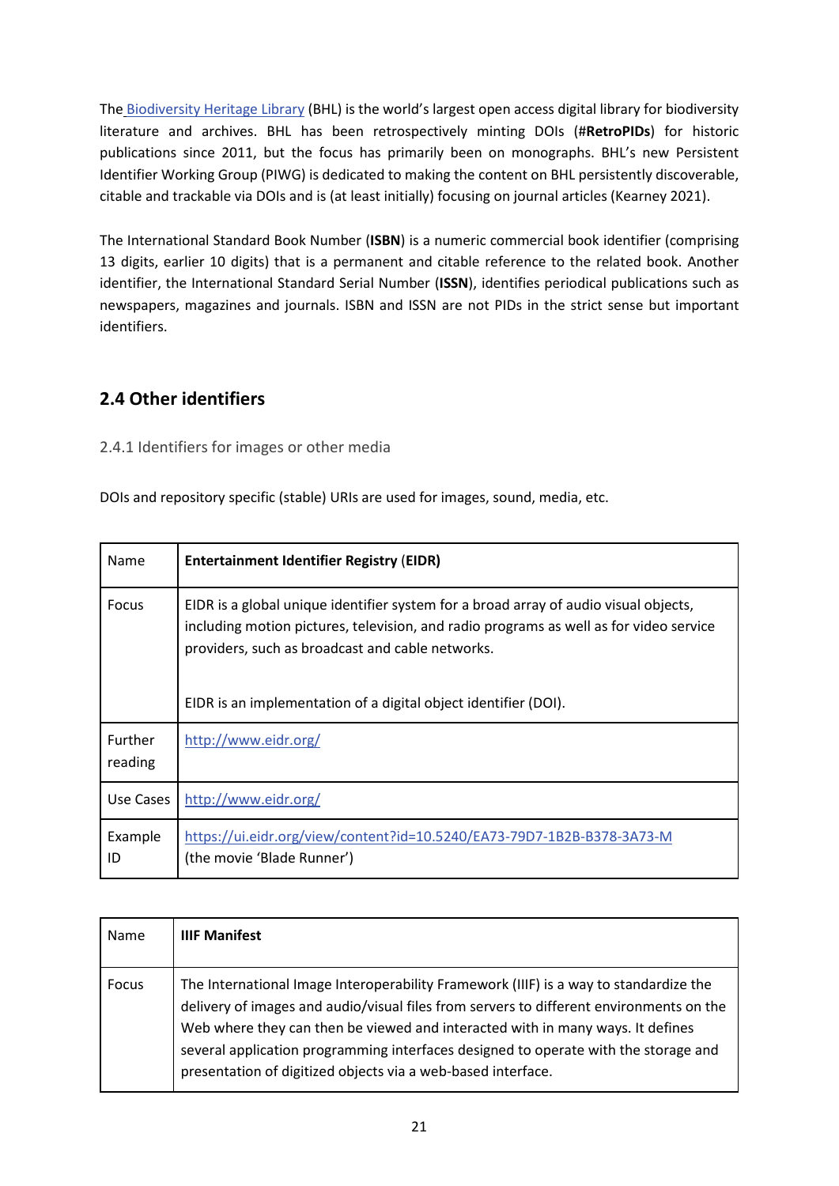The [Biodiversity Heritage Library](https://www.biodiversitylibrary.org/) (BHL) is the world's largest open access digital library for biodiversity literature and archives. BHL has been retrospectively minting DOIs (**#RetroPIDs**) for historic publications since 2011, but the focus has primarily been on monographs. BHL's new Persistent Identifier Working Group (PIWG) is dedicated to making the content on BHL persistently discoverable, citable and trackable via DOIs and is (at least initially) focusing on journal articles (Kearney 2021).

The International Standard Book Number (**ISBN**) is a numeric commercial book identifier (comprising 13 digits, earlier 10 digits) that is a permanent and citable reference to the related book. Another identifier, the International Standard Serial Number (**ISSN**), identifies periodical publications such as newspapers, magazines and journals. ISBN and ISSN are not PIDs in the strict sense but important identifiers.

## 2.4 Other identifiers

### 2.4.1 Identifiers for images or other media

DOIs and repository specific (stable) URIs are used for images, sound, media, etc.

| Name | **Entertainment Identifier Registry (EIDR)** |
|---|---|
| Focus | EIDR is a global unique identifier system for a broad array of audio visual objects, including motion pictures, television, and radio programs as well as for video service providers, such as broadcast and cable networks.<br><br>EIDR is an implementation of a digital object identifier (DOI). |
| Further reading | http://www.eidr.org/ |
| Use Cases | http://www.eidr.org/ |
| Example ID | https://ui.eidr.org/view/content?id=10.5240/EA73-79D7-1B2B-B378-3A73-M (the movie 'Blade Runner') |

| Name | **IIIF Manifest** |
|---|---|
| Focus | The International Image Interoperability Framework (IIIF) is a way to standardize the delivery of images and audio/visual files from servers to different environments on the Web where they can then be viewed and interacted with in many ways. It defines several application programming interfaces designed to operate with the storage and presentation of digitized objects via a web-based interface. |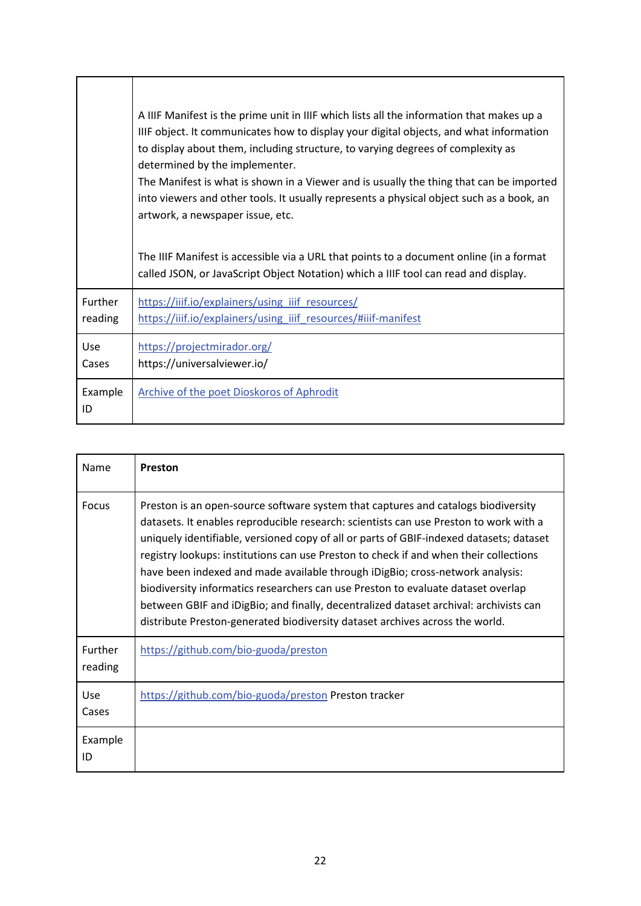| | |
|---|---|
| | A IIIF Manifest is the prime unit in IIIF which lists all the information that makes up a IIIF object. It communicates how to display your digital objects, and what information to display about them, including structure, to varying degrees of complexity as determined by the implementer.<br>The Manifest is what is shown in a Viewer and is usually the thing that can be imported into viewers and other tools. It usually represents a physical object such as a book, an artwork, a newspaper issue, etc.<br><br>The IIIF Manifest is accessible via a URL that points to a document online (in a format called JSON, or JavaScript Object Notation) which a IIIF tool can read and display. |
| Further reading | https://iiif.io/explainers/using_iiif_resources/<br>https://iiif.io/explainers/using_iiif_resources/#iiif-manifest |
| Use Cases | https://projectmirador.org/<br>https://universalviewer.io/ |
| Example ID | Archive of the poet Dioskoros of Aphrodit |

| Name | **Preston** |
|---|---|
| Focus | Preston is an open-source software system that captures and catalogs biodiversity datasets. It enables reproducible research: scientists can use Preston to work with a uniquely identifiable, versioned copy of all or parts of GBIF-indexed datasets; dataset registry lookups: institutions can use Preston to check if and when their collections have been indexed and made available through iDigBio; cross-network analysis: biodiversity informatics researchers can use Preston to evaluate dataset overlap between GBIF and iDigBio; and finally, decentralized dataset archival: archivists can distribute Preston-generated biodiversity dataset archives across the world. |
| Further reading | https://github.com/bio-guoda/preston |
| Use Cases | https://github.com/bio-guoda/preston Preston tracker |
| Example ID | |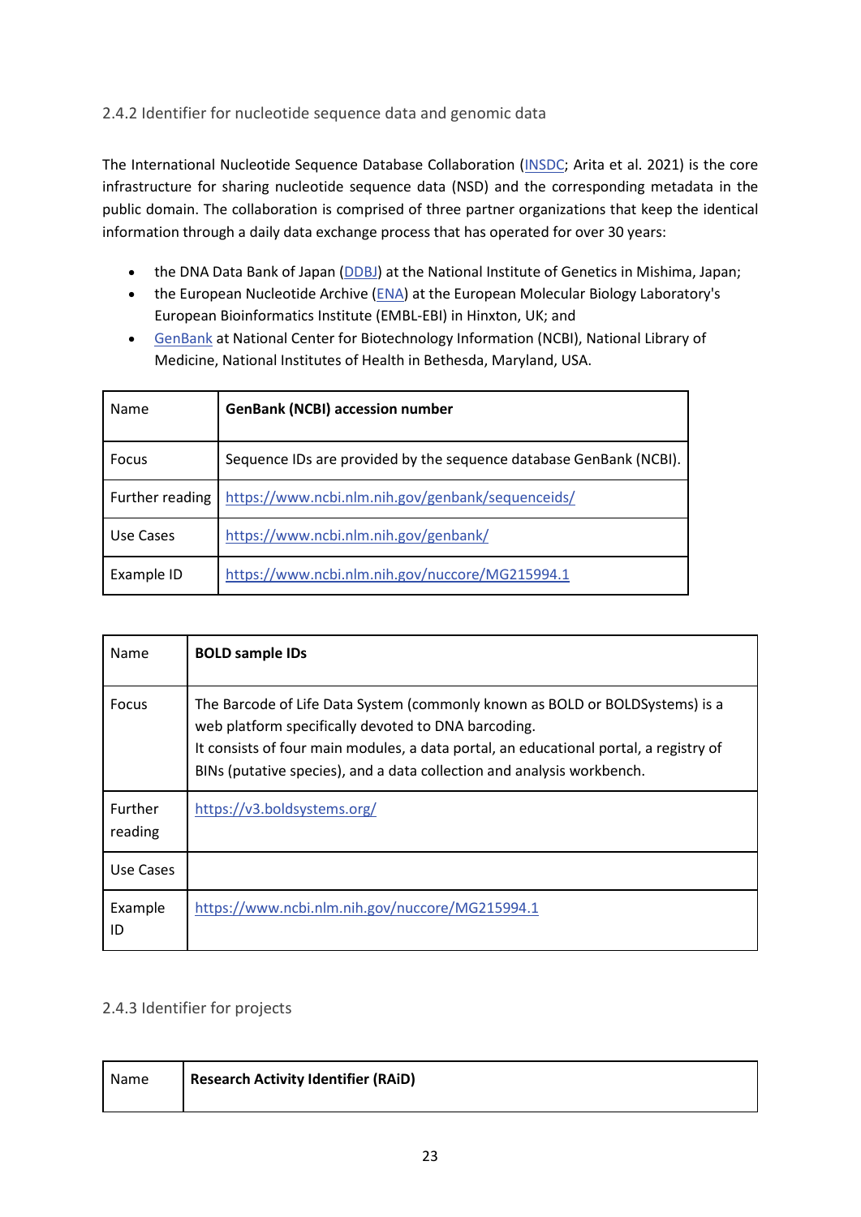### 2.4.2 Identifier for nucleotide sequence data and genomic data

The International Nucleotide Sequence Database Collaboration (INSDC; Arita et al. 2021) is the core infrastructure for sharing nucleotide sequence data (NSD) and the corresponding metadata in the public domain. The collaboration is comprised of three partner organizations that keep the identical information through a daily data exchange process that has operated for over 30 years:

- the DNA Data Bank of Japan (DDBJ) at the National Institute of Genetics in Mishima, Japan;
- the European Nucleotide Archive (ENA) at the European Molecular Biology Laboratory's European Bioinformatics Institute (EMBL-EBI) in Hinxton, UK; and
- GenBank at National Center for Biotechnology Information (NCBI), National Library of Medicine, National Institutes of Health in Bethesda, Maryland, USA.

| Name | **GenBank (NCBI) accession number** |
|---|---|
| Focus | Sequence IDs are provided by the sequence database GenBank (NCBI). |
| Further reading | https://www.ncbi.nlm.nih.gov/genbank/sequenceids/ |
| Use Cases | https://www.ncbi.nlm.nih.gov/genbank/ |
| Example ID | https://www.ncbi.nlm.nih.gov/nuccore/MG215994.1 |

| Name | **BOLD sample IDs** |
|---|---|
| Focus | The Barcode of Life Data System (commonly known as BOLD or BOLDSystems) is a web platform specifically devoted to DNA barcoding.<br>It consists of four main modules, a data portal, an educational portal, a registry of BINs (putative species), and a data collection and analysis workbench. |
| Further reading | https://v3.boldsystems.org/ |
| Use Cases | |
| Example ID | https://www.ncbi.nlm.nih.gov/nuccore/MG215994.1 |

### 2.4.3 Identifier for projects

| Name | **Research Activity Identifier (RAiD)** |
|---|---|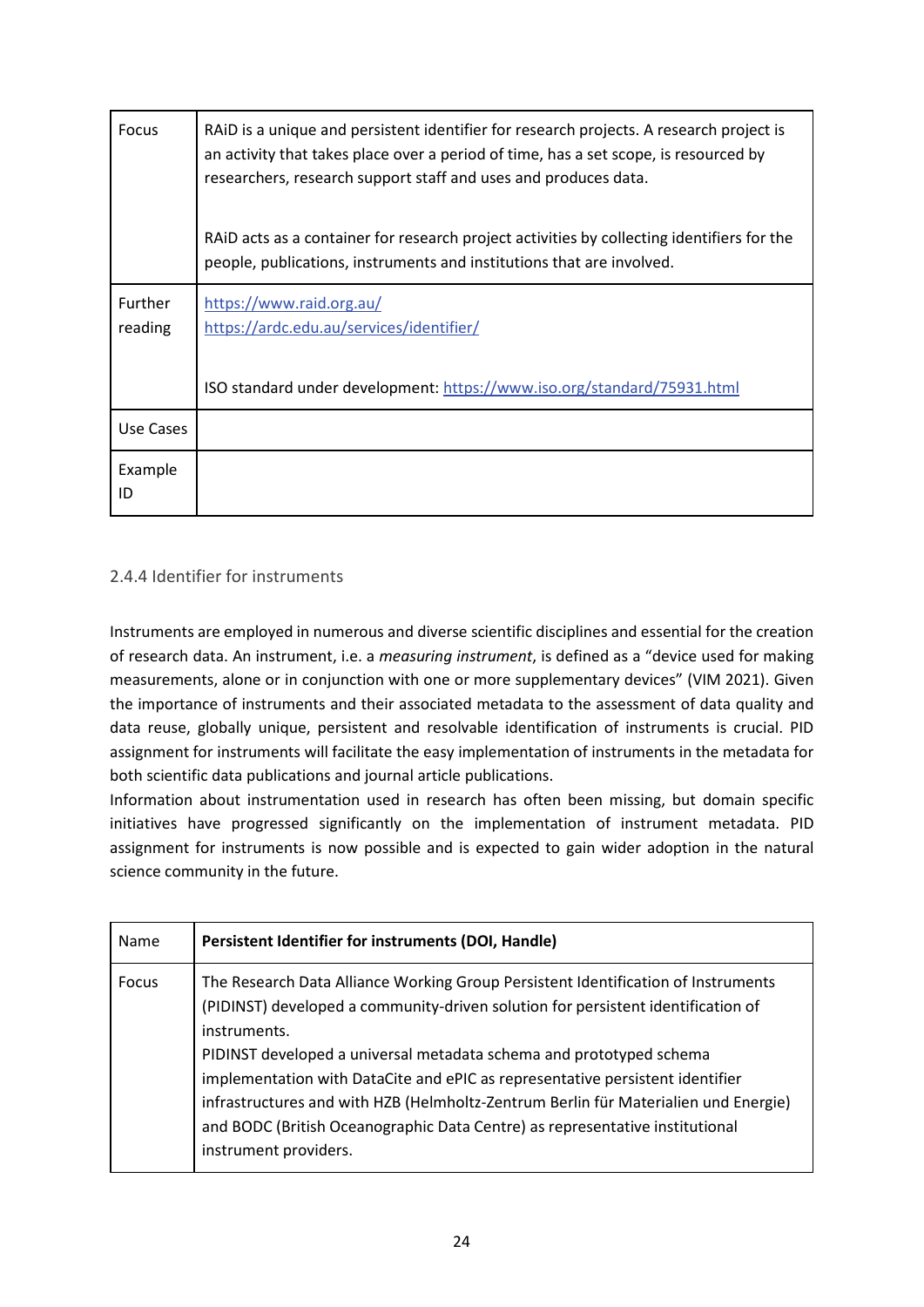| Focus | RAiD is a unique and persistent identifier for research projects. A research project is an activity that takes place over a period of time, has a set scope, is resourced by researchers, research support staff and uses and produces data.<br><br>RAiD acts as a container for research project activities by collecting identifiers for the people, publications, instruments and institutions that are involved. |
|---|---|
| Further reading | https://www.raid.org.au/<br>https://ardc.edu.au/services/identifier/<br><br>ISO standard under development: https://www.iso.org/standard/75931.html |
| Use Cases | |
| Example ID | |

### 2.4.4 Identifier for instruments

Instruments are employed in numerous and diverse scientific disciplines and essential for the creation of research data. An instrument, i.e. a *measuring instrument*, is defined as a "device used for making measurements, alone or in conjunction with one or more supplementary devices" (VIM 2021). Given the importance of instruments and their associated metadata to the assessment of data quality and data reuse, globally unique, persistent and resolvable identification of instruments is crucial. PID assignment for instruments will facilitate the easy implementation of instruments in the metadata for both scientific data publications and journal article publications.

Information about instrumentation used in research has often been missing, but domain specific initiatives have progressed significantly on the implementation of instrument metadata. PID assignment for instruments is now possible and is expected to gain wider adoption in the natural science community in the future.

| Name | **Persistent Identifier for instruments (DOI, Handle)** |
|---|---|
| Focus | The Research Data Alliance Working Group Persistent Identification of Instruments (PIDINST) developed a community-driven solution for persistent identification of instruments.<br>PIDINST developed a universal metadata schema and prototyped schema implementation with DataCite and ePIC as representative persistent identifier infrastructures and with HZB (Helmholtz-Zentrum Berlin für Materialien und Energie) and BODC (British Oceanographic Data Centre) as representative institutional instrument providers. |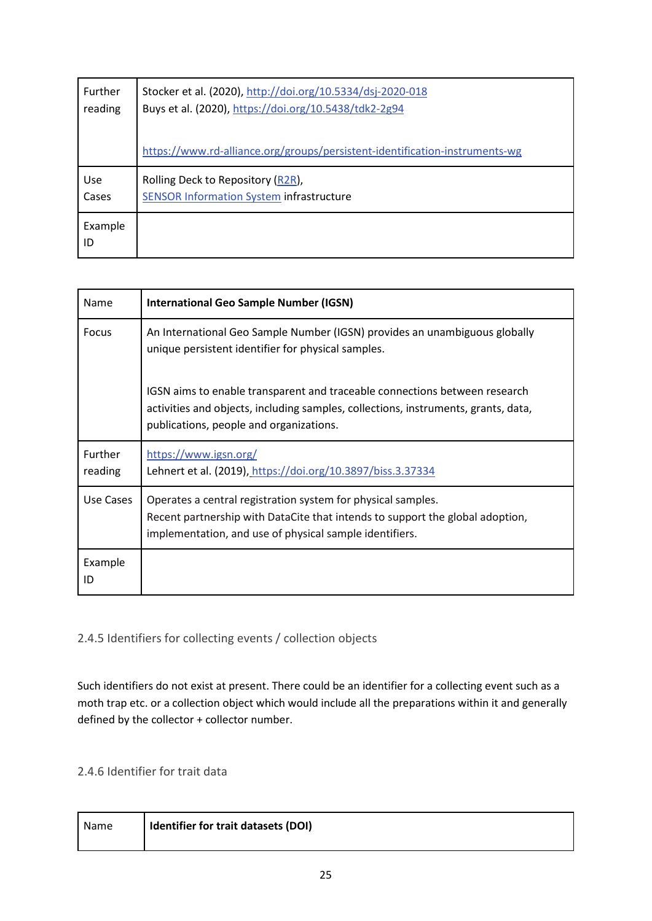| Further reading | Stocker et al. (2020), http://doi.org/10.5334/dsj-2020-018<br>Buys et al. (2020), https://doi.org/10.5438/tdk2-2g94<br><br>https://www.rd-alliance.org/groups/persistent-identification-instruments-wg |
|---|---|
| Use Cases | Rolling Deck to Repository (R2R),<br>SENSOR Information System infrastructure |
| Example ID | |

| Name | **International Geo Sample Number (IGSN)** |
|---|---|
| Focus | An International Geo Sample Number (IGSN) provides an unambiguous globally unique persistent identifier for physical samples.<br><br>IGSN aims to enable transparent and traceable connections between research activities and objects, including samples, collections, instruments, grants, data, publications, people and organizations. |
| Further reading | https://www.igsn.org/<br>Lehnert et al. (2019), https://doi.org/10.3897/biss.3.37334 |
| Use Cases | Operates a central registration system for physical samples.<br>Recent partnership with DataCite that intends to support the global adoption, implementation, and use of physical sample identifiers. |
| Example ID | |

### 2.4.5 Identifiers for collecting events / collection objects

Such identifiers do not exist at present. There could be an identifier for a collecting event such as a moth trap etc. or a collection object which would include all the preparations within it and generally defined by the collector + collector number.

### 2.4.6 Identifier for trait data

| Name | **Identifier for trait datasets (DOI)** |
|---|---|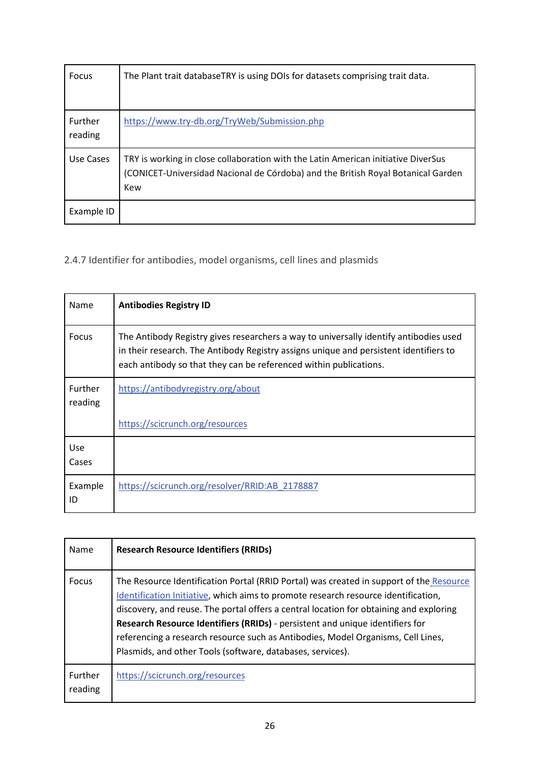| Focus | The Plant trait databaseTRY is using DOIs for datasets comprising trait data. |
|---|---|
| Further reading | https://www.try-db.org/TryWeb/Submission.php |
| Use Cases | TRY is working in close collaboration with the Latin American initiative DiverSus (CONICET-Universidad Nacional de Córdoba) and the British Royal Botanical Garden Kew |
| Example ID | |

### 2.4.7 Identifier for antibodies, model organisms, cell lines and plasmids

| Name | **Antibodies Registry ID** |
|---|---|
| Focus | The Antibody Registry gives researchers a way to universally identify antibodies used in their research. The Antibody Registry assigns unique and persistent identifiers to each antibody so that they can be referenced within publications. |
| Further reading | https://antibodyregistry.org/about<br><br>https://scicrunch.org/resources |
| Use Cases | |
| Example ID | https://scicrunch.org/resolver/RRID:AB_2178887 |

| Name | **Research Resource Identifiers (RRIDs)** |
|---|---|
| Focus | The Resource Identification Portal (RRID Portal) was created in support of the Resource Identification Initiative, which aims to promote research resource identification, discovery, and reuse. The portal offers a central location for obtaining and exploring **Research Resource Identifiers (RRIDs)** - persistent and unique identifiers for referencing a research resource such as Antibodies, Model Organisms, Cell Lines, Plasmids, and other Tools (software, databases, services). |
| Further reading | https://scicrunch.org/resources |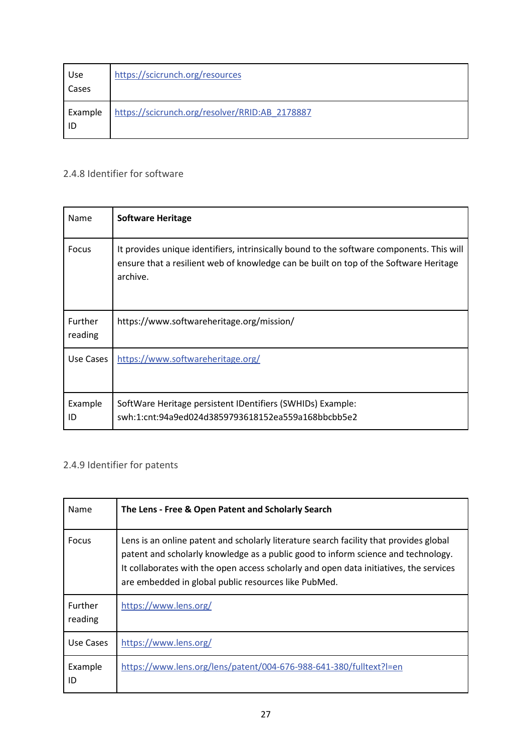| Use Cases | https://scicrunch.org/resources |
|---|---|
| Example ID | https://scicrunch.org/resolver/RRID:AB_2178887 |

### 2.4.8 Identifier for software

| Name | **Software Heritage** |
|---|---|
| Focus | It provides unique identifiers, intrinsically bound to the software components. This will ensure that a resilient web of knowledge can be built on top of the Software Heritage archive. |
| Further reading | https://www.softwareheritage.org/mission/ |
| Use Cases | https://www.softwareheritage.org/ |
| Example ID | SoftWare Heritage persistent IDentifiers (SWHIDs) Example: swh:1:cnt:94a9ed024d3859793618152ea559a168bbcbb5e2 |

### 2.4.9 Identifier for patents

| Name | **The Lens - Free & Open Patent and Scholarly Search** |
|---|---|
| Focus | Lens is an online patent and scholarly literature search facility that provides global patent and scholarly knowledge as a public good to inform science and technology. It collaborates with the open access scholarly and open data initiatives, the services are embedded in global public resources like PubMed. |
| Further reading | https://www.lens.org/ |
| Use Cases | https://www.lens.org/ |
| Example ID | https://www.lens.org/lens/patent/004-676-988-641-380/fulltext?l=en |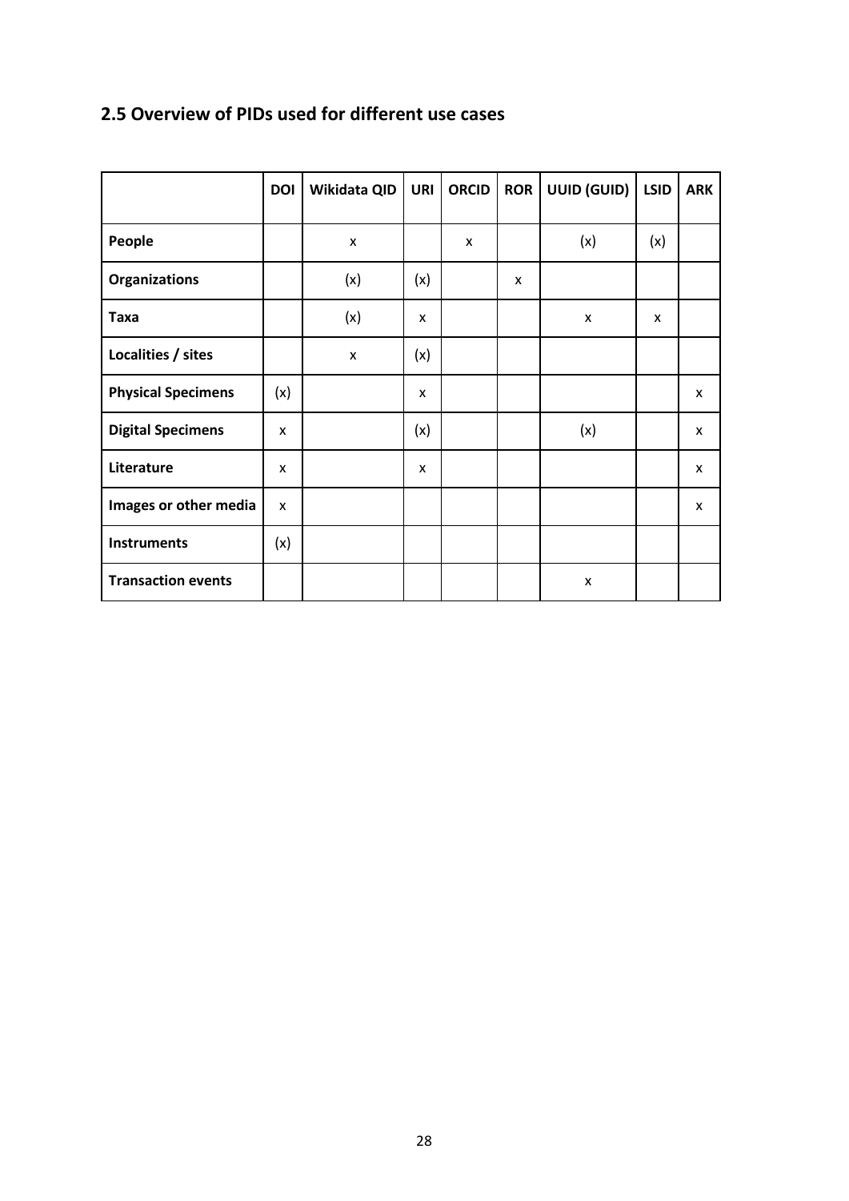## 2.5 Overview of PIDs used for different use cases

| | DOI | Wikidata QID | URI | ORCID | ROR | UUID (GUID) | LSID | ARK |
|---|---|---|---|---|---|---|---|---|
| **People** | | x | | x | | (x) | (x) | |
| **Organizations** | | (x) | (x) | | x | | | |
| **Taxa** | | (x) | x | | | x | x | |
| **Localities / sites** | | x | (x) | | | | | |
| **Physical Specimens** | (x) | | x | | | | | x |
| **Digital Specimens** | x | | (x) | | | (x) | | x |
| **Literature** | x | | x | | | | | x |
| **Images or other media** | x | | | | | | | x |
| **Instruments** | (x) | | | | | | | |
| **Transaction events** | | | | | | x | | |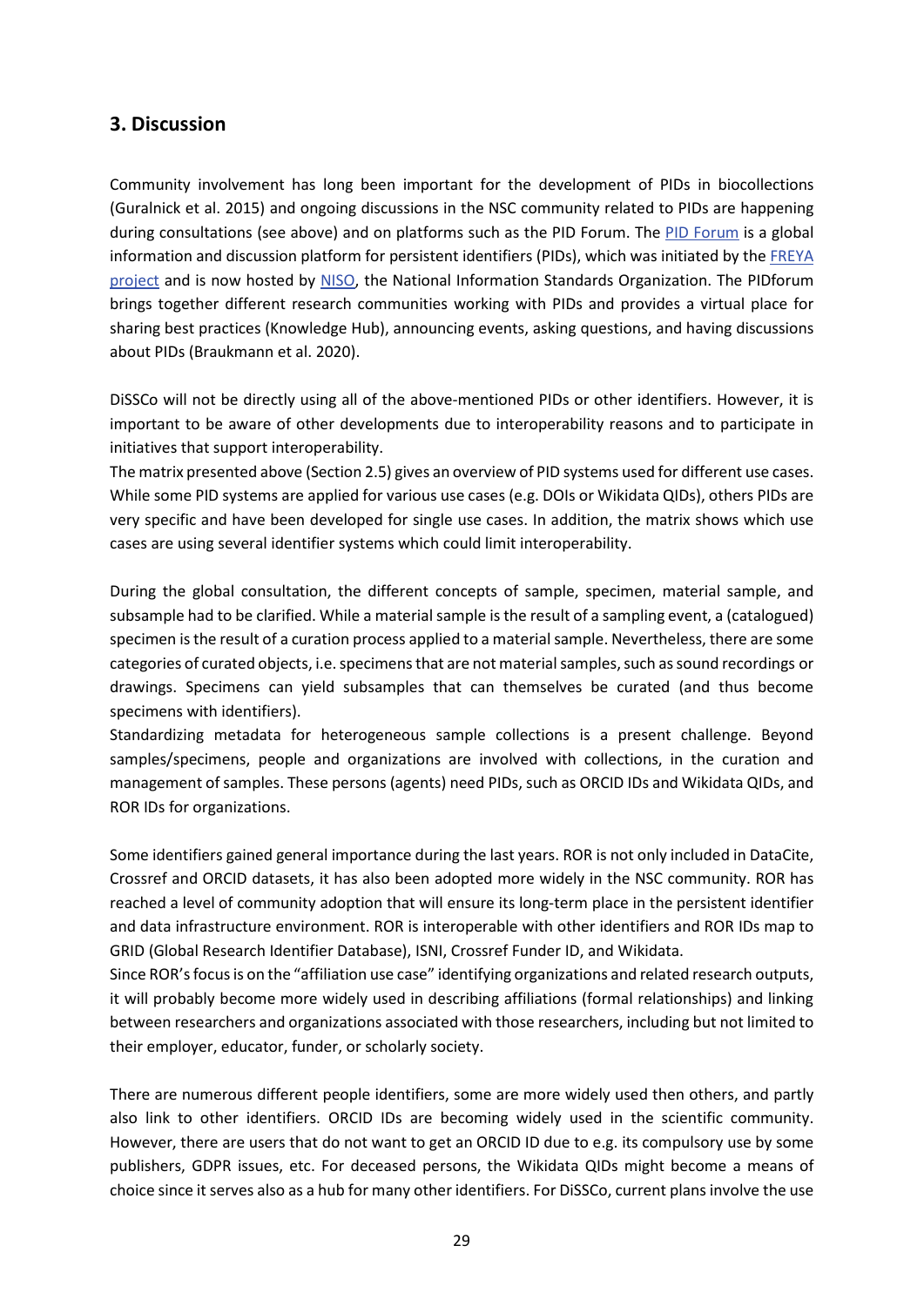## 3. Discussion

Community involvement has long been important for the development of PIDs in biocollections (Guralnick et al. 2015) and ongoing discussions in the NSC community related to PIDs are happening during consultations (see above) and on platforms such as the PID Forum. The PID Forum is a global information and discussion platform for persistent identifiers (PIDs), which was initiated by the FREYA project and is now hosted by NISO, the National Information Standards Organization. The PIDforum brings together different research communities working with PIDs and provides a virtual place for sharing best practices (Knowledge Hub), announcing events, asking questions, and having discussions about PIDs (Braukmann et al. 2020).

DiSSCo will not be directly using all of the above-mentioned PIDs or other identifiers. However, it is important to be aware of other developments due to interoperability reasons and to participate in initiatives that support interoperability.

The matrix presented above (Section 2.5) gives an overview of PID systems used for different use cases. While some PID systems are applied for various use cases (e.g. DOIs or Wikidata QIDs), others PIDs are very specific and have been developed for single use cases. In addition, the matrix shows which use cases are using several identifier systems which could limit interoperability.

During the global consultation, the different concepts of sample, specimen, material sample, and subsample had to be clarified. While a material sample is the result of a sampling event, a (catalogued) specimen is the result of a curation process applied to a material sample. Nevertheless, there are some categories of curated objects, i.e. specimens that are not material samples, such as sound recordings or drawings. Specimens can yield subsamples that can themselves be curated (and thus become specimens with identifiers).

Standardizing metadata for heterogeneous sample collections is a present challenge. Beyond samples/specimens, people and organizations are involved with collections, in the curation and management of samples. These persons (agents) need PIDs, such as ORCID IDs and Wikidata QIDs, and ROR IDs for organizations.

Some identifiers gained general importance during the last years. ROR is not only included in DataCite, Crossref and ORCID datasets, it has also been adopted more widely in the NSC community. ROR has reached a level of community adoption that will ensure its long-term place in the persistent identifier and data infrastructure environment. ROR is interoperable with other identifiers and ROR IDs map to GRID (Global Research Identifier Database), ISNI, Crossref Funder ID, and Wikidata.

Since ROR's focus is on the "affiliation use case" identifying organizations and related research outputs, it will probably become more widely used in describing affiliations (formal relationships) and linking between researchers and organizations associated with those researchers, including but not limited to their employer, educator, funder, or scholarly society.

There are numerous different people identifiers, some are more widely used then others, and partly also link to other identifiers. ORCID IDs are becoming widely used in the scientific community. However, there are users that do not want to get an ORCID ID due to e.g. its compulsory use by some publishers, GDPR issues, etc. For deceased persons, the Wikidata QIDs might become a means of choice since it serves also as a hub for many other identifiers. For DiSSCo, current plans involve the use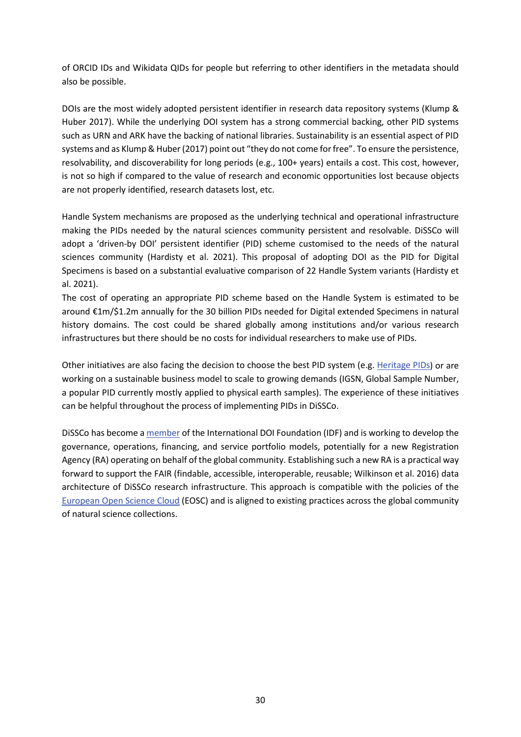of ORCID IDs and Wikidata QIDs for people but referring to other identifiers in the metadata should also be possible.

DOIs are the most widely adopted persistent identifier in research data repository systems (Klump & Huber 2017). While the underlying DOI system has a strong commercial backing, other PID systems such as URN and ARK have the backing of national libraries. Sustainability is an essential aspect of PID systems and as Klump & Huber (2017) point out "they do not come for free". To ensure the persistence, resolvability, and discoverability for long periods (e.g., 100+ years) entails a cost. This cost, however, is not so high if compared to the value of research and economic opportunities lost because objects are not properly identified, research datasets lost, etc.

Handle System mechanisms are proposed as the underlying technical and operational infrastructure making the PIDs needed by the natural sciences community persistent and resolvable. DiSSCo will adopt a 'driven-by DOI' persistent identifier (PID) scheme customised to the needs of the natural sciences community (Hardisty et al. 2021). This proposal of adopting DOI as the PID for Digital Specimens is based on a substantial evaluative comparison of 22 Handle System variants (Hardisty et al. 2021).

The cost of operating an appropriate PID scheme based on the Handle System is estimated to be around €1m/$1.2m annually for the 30 billion PIDs needed for Digital extended Specimens in natural history domains. The cost could be shared globally among institutions and/or various research infrastructures but there should be no costs for individual researchers to make use of PIDs.

Other initiatives are also facing the decision to choose the best PID system (e.g. Heritage PIDs) or are working on a sustainable business model to scale to growing demands (IGSN, Global Sample Number, a popular PID currently mostly applied to physical earth samples). The experience of these initiatives can be helpful throughout the process of implementing PIDs in DiSSCo.

DiSSCo has become a member of the International DOI Foundation (IDF) and is working to develop the governance, operations, financing, and service portfolio models, potentially for a new Registration Agency (RA) operating on behalf of the global community. Establishing such a new RA is a practical way forward to support the FAIR (findable, accessible, interoperable, reusable; Wilkinson et al. 2016) data architecture of DiSSCo research infrastructure. This approach is compatible with the policies of the European Open Science Cloud (EOSC) and is aligned to existing practices across the global community of natural science collections.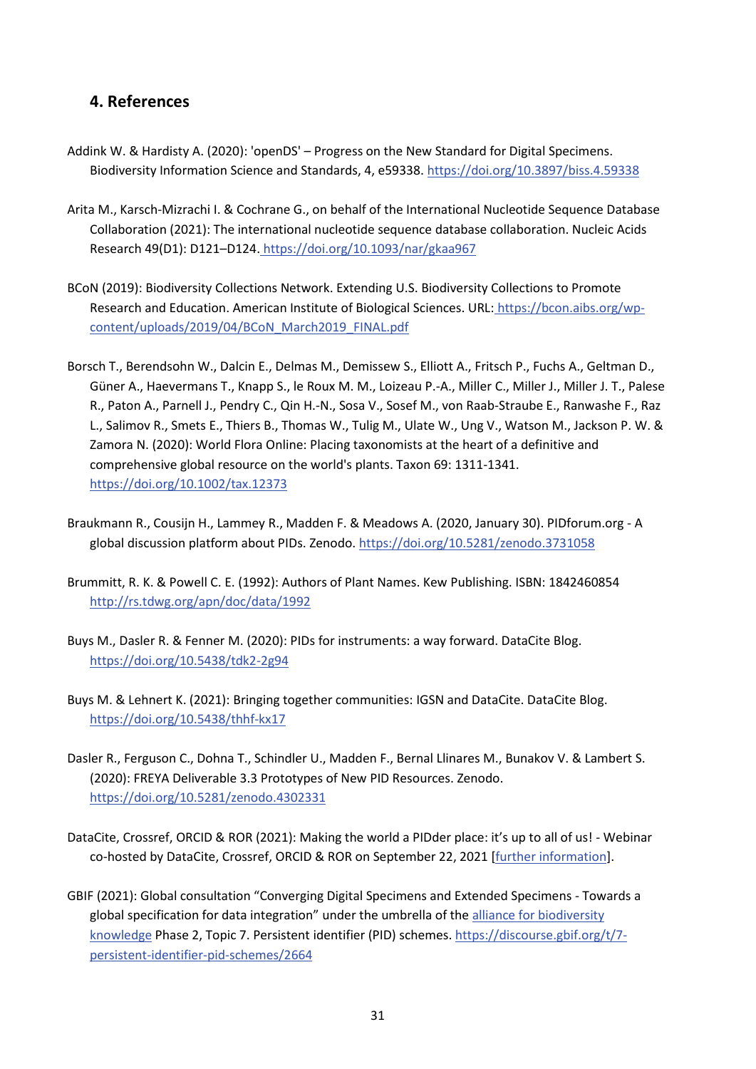## 4. References

Addink W. & Hardisty A. (2020): 'openDS' – Progress on the New Standard for Digital Specimens. Biodiversity Information Science and Standards, 4, e59338. https://doi.org/10.3897/biss.4.59338

Arita M., Karsch-Mizrachi I. & Cochrane G., on behalf of the International Nucleotide Sequence Database Collaboration (2021): The international nucleotide sequence database collaboration. Nucleic Acids Research 49(D1): D121–D124. https://doi.org/10.1093/nar/gkaa967

BCoN (2019): Biodiversity Collections Network. Extending U.S. Biodiversity Collections to Promote Research and Education. American Institute of Biological Sciences. URL: https://bcon.aibs.org/wp-content/uploads/2019/04/BCoN_March2019_FINAL.pdf

Borsch T., Berendsohn W., Dalcin E., Delmas M., Demissew S., Elliott A., Fritsch P., Fuchs A., Geltman D., Güner A., Haevermans T., Knapp S., le Roux M. M., Loizeau P.-A., Miller C., Miller J., Miller J. T., Palese R., Paton A., Parnell J., Pendry C., Qin H.-N., Sosa V., Sosef M., von Raab-Straube E., Ranwashe F., Raz L., Salimov R., Smets E., Thiers B., Thomas W., Tulig M., Ulate W., Ung V., Watson M., Jackson P. W. & Zamora N. (2020): World Flora Online: Placing taxonomists at the heart of a definitive and comprehensive global resource on the world's plants. Taxon 69: 1311-1341. https://doi.org/10.1002/tax.12373

Braukmann R., Cousijn H., Lammey R., Madden F. & Meadows A. (2020, January 30). PIDforum.org - A global discussion platform about PIDs. Zenodo. https://doi.org/10.5281/zenodo.3731058

Brummitt, R. K. & Powell C. E. (1992): Authors of Plant Names. Kew Publishing. ISBN: 1842460854 http://rs.tdwg.org/apn/doc/data/1992

Buys M., Dasler R. & Fenner M. (2020): PIDs for instruments: a way forward. DataCite Blog. https://doi.org/10.5438/tdk2-2g94

Buys M. & Lehnert K. (2021): Bringing together communities: IGSN and DataCite. DataCite Blog. https://doi.org/10.5438/thhf-kx17

Dasler R., Ferguson C., Dohna T., Schindler U., Madden F., Bernal Llinares M., Bunakov V. & Lambert S. (2020): FREYA Deliverable 3.3 Prototypes of New PID Resources. Zenodo. https://doi.org/10.5281/zenodo.4302331

DataCite, Crossref, ORCID & ROR (2021): Making the world a PIDder place: it's up to all of us! - Webinar co-hosted by DataCite, Crossref, ORCID & ROR on September 22, 2021 [further information].

GBIF (2021): Global consultation "Converging Digital Specimens and Extended Specimens - Towards a global specification for data integration" under the umbrella of the alliance for biodiversity knowledge Phase 2, Topic 7. Persistent identifier (PID) schemes. https://discourse.gbif.org/t/7-persistent-identifier-pid-schemes/2664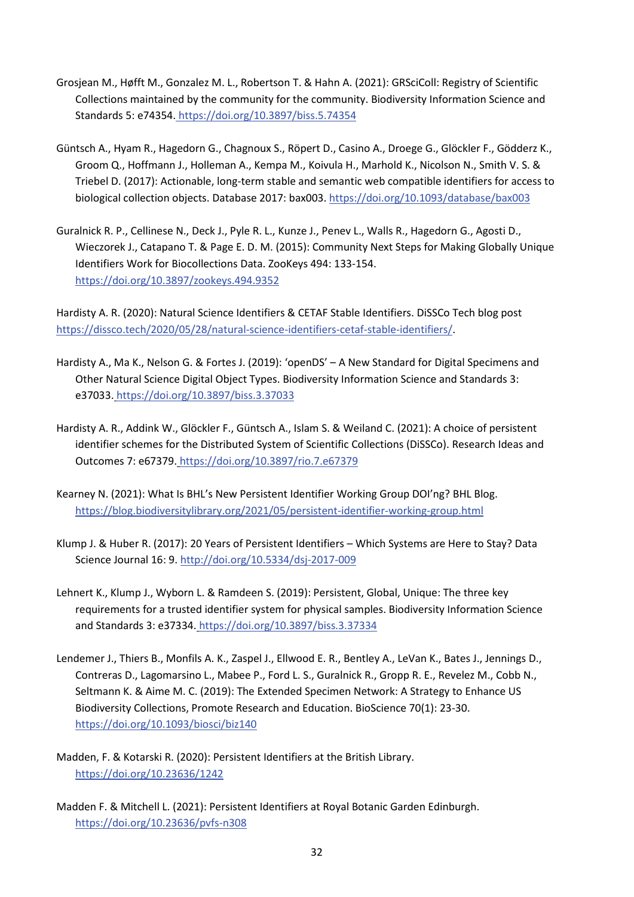Grosjean M., Høfft M., Gonzalez M. L., Robertson T. & Hahn A. (2021): GRSciColl: Registry of Scientific Collections maintained by the community for the community. Biodiversity Information Science and Standards 5: e74354. https://doi.org/10.3897/biss.5.74354

Güntsch A., Hyam R., Hagedorn G., Chagnoux S., Röpert D., Casino A., Droege G., Glöckler F., Gödderz K., Groom Q., Hoffmann J., Holleman A., Kempa M., Koivula H., Marhold K., Nicolson N., Smith V. S. & Triebel D. (2017): Actionable, long-term stable and semantic web compatible identifiers for access to biological collection objects. Database 2017: bax003. https://doi.org/10.1093/database/bax003

Guralnick R. P., Cellinese N., Deck J., Pyle R. L., Kunze J., Penev L., Walls R., Hagedorn G., Agosti D., Wieczorek J., Catapano T. & Page E. D. M. (2015): Community Next Steps for Making Globally Unique Identifiers Work for Biocollections Data. ZooKeys 494: 133-154. https://doi.org/10.3897/zookeys.494.9352

Hardisty A. R. (2020): Natural Science Identifiers & CETAF Stable Identifiers. DiSSCo Tech blog post https://dissco.tech/2020/05/28/natural-science-identifiers-cetaf-stable-identifiers/.

Hardisty A., Ma K., Nelson G. & Fortes J. (2019): 'openDS' – A New Standard for Digital Specimens and Other Natural Science Digital Object Types. Biodiversity Information Science and Standards 3: e37033. https://doi.org/10.3897/biss.3.37033

Hardisty A. R., Addink W., Glöckler F., Güntsch A., Islam S. & Weiland C. (2021): A choice of persistent identifier schemes for the Distributed System of Scientific Collections (DiSSCo). Research Ideas and Outcomes 7: e67379. https://doi.org/10.3897/rio.7.e67379

Kearney N. (2021): What Is BHL's New Persistent Identifier Working Group DOI'ng? BHL Blog. https://blog.biodiversitylibrary.org/2021/05/persistent-identifier-working-group.html

Klump J. & Huber R. (2017): 20 Years of Persistent Identifiers – Which Systems are Here to Stay? Data Science Journal 16: 9. http://doi.org/10.5334/dsj-2017-009

Lehnert K., Klump J., Wyborn L. & Ramdeen S. (2019): Persistent, Global, Unique: The three key requirements for a trusted identifier system for physical samples. Biodiversity Information Science and Standards 3: e37334. https://doi.org/10.3897/biss.3.37334

Lendemer J., Thiers B., Monfils A. K., Zaspel J., Ellwood E. R., Bentley A., LeVan K., Bates J., Jennings D., Contreras D., Lagomarsino L., Mabee P., Ford L. S., Guralnick R., Gropp R. E., Revelez M., Cobb N., Seltmann K. & Aime M. C. (2019): The Extended Specimen Network: A Strategy to Enhance US Biodiversity Collections, Promote Research and Education. BioScience 70(1): 23-30. https://doi.org/10.1093/biosci/biz140

Madden, F. & Kotarski R. (2020): Persistent Identifiers at the British Library. https://doi.org/10.23636/1242

Madden F. & Mitchell L. (2021): Persistent Identifiers at Royal Botanic Garden Edinburgh. https://doi.org/10.23636/pvfs-n308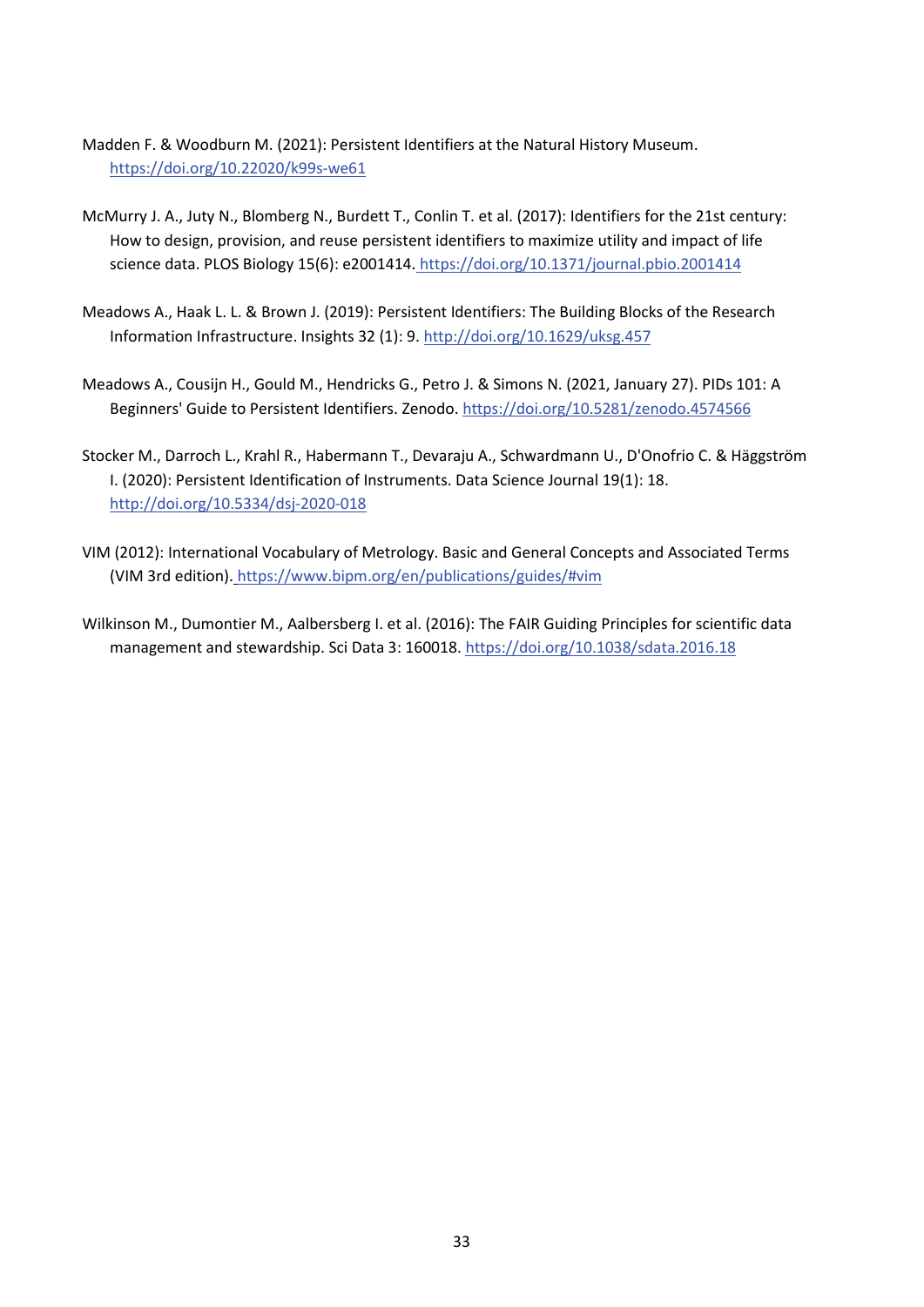Madden F. & Woodburn M. (2021): Persistent Identifiers at the Natural History Museum. https://doi.org/10.22020/k99s-we61

McMurry J. A., Juty N., Blomberg N., Burdett T., Conlin T. et al. (2017): Identifiers for the 21st century: How to design, provision, and reuse persistent identifiers to maximize utility and impact of life science data. PLOS Biology 15(6): e2001414. https://doi.org/10.1371/journal.pbio.2001414

Meadows A., Haak L. L. & Brown J. (2019): Persistent Identifiers: The Building Blocks of the Research Information Infrastructure. Insights 32 (1): 9. http://doi.org/10.1629/uksg.457

Meadows A., Cousijn H., Gould M., Hendricks G., Petro J. & Simons N. (2021, January 27). PIDs 101: A Beginners' Guide to Persistent Identifiers. Zenodo. https://doi.org/10.5281/zenodo.4574566

Stocker M., Darroch L., Krahl R., Habermann T., Devaraju A., Schwardmann U., D'Onofrio C. & Häggström I. (2020): Persistent Identification of Instruments. Data Science Journal 19(1): 18. http://doi.org/10.5334/dsj-2020-018

VIM (2012): International Vocabulary of Metrology. Basic and General Concepts and Associated Terms (VIM 3rd edition). https://www.bipm.org/en/publications/guides/#vim

Wilkinson M., Dumontier M., Aalbersberg I. et al. (2016): The FAIR Guiding Principles for scientific data management and stewardship. Sci Data 3: 160018. https://doi.org/10.1038/sdata.2016.18